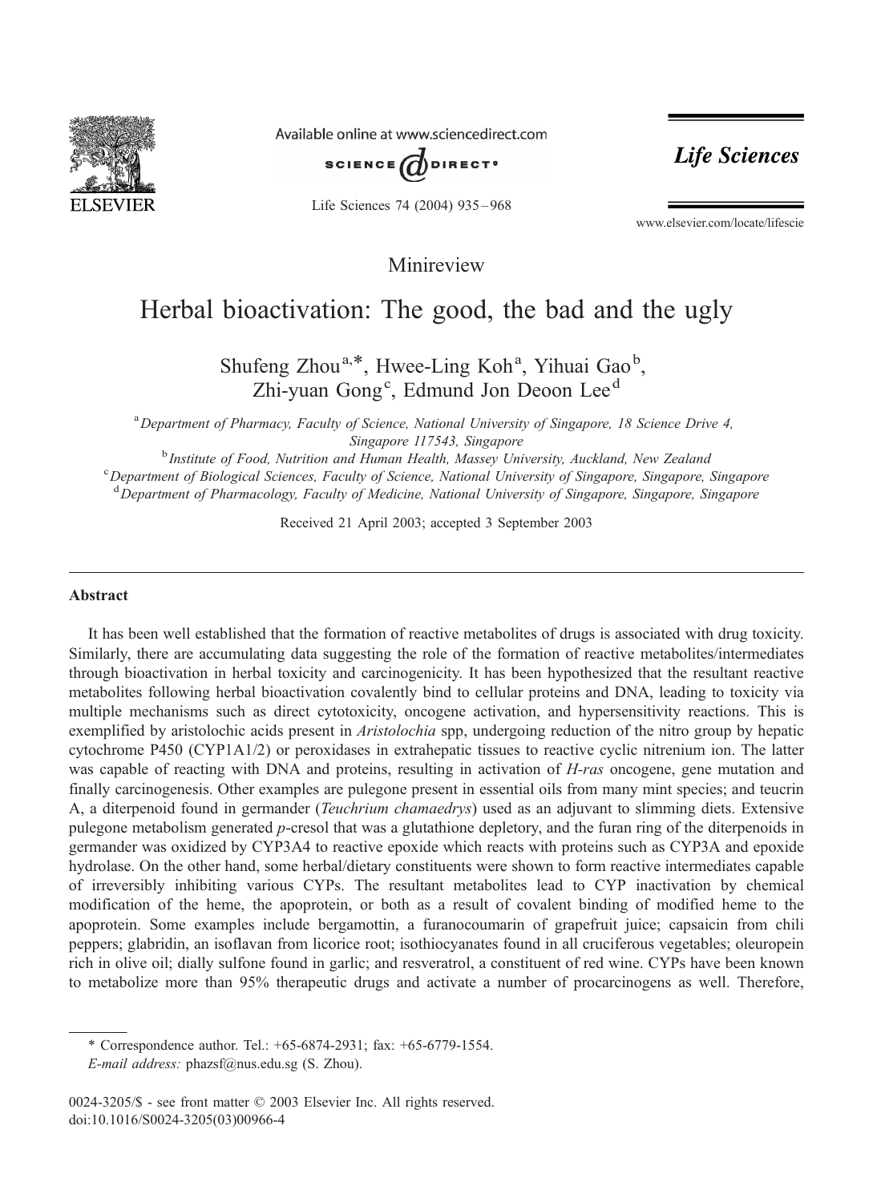Minireview

# Herbal bioactivation: The good, the bad and the ugly

Shufeng Zhou[a,*], Hwee-Ling Koh[a], Yihuai Gao[b], Zhi-yuan Gong[c], Edmund Jon Deoon Lee[d]

[a] *Department of Pharmacy, Faculty of Science, National University of Singapore, 18 Science Drive 4, Singapore 117543, Singapore*

[b] *Institute of Food, Nutrition and Human Health, Massey University, Auckland, New Zealand*

[c] *Department of Biological Sciences, Faculty of Science, National University of Singapore, Singapore, Singapore*

[d] *Department of Pharmacology, Faculty of Medicine, National University of Singapore, Singapore, Singapore*

Received 21 April 2003; accepted 3 September 2003

## Abstract

It has been well established that the formation of reactive metabolites of drugs is associated with drug toxicity. Similarly, there are accumulating data suggesting the role of the formation of reactive metabolites/intermediates through bioactivation in herbal toxicity and carcinogenicity. It has been hypothesized that the resultant reactive metabolites following herbal bioactivation covalently bind to cellular proteins and DNA, leading to toxicity via multiple mechanisms such as direct cytotoxicity, oncogene activation, and hypersensitivity reactions. This is exemplified by aristolochic acids present in *Aristolochia* spp, undergoing reduction of the nitro group by hepatic cytochrome P450 (CYP1A1/2) or peroxidases in extrahepatic tissues to reactive cyclic nitrenium ion. The latter was capable of reacting with DNA and proteins, resulting in activation of *H-ras* oncogene, gene mutation and finally carcinogenesis. Other examples are pulegone present in essential oils from many mint species; and teucrin A, a diterpenoid found in germander (*Teuchrium chamaedrys*) used as an adjuvant to slimming diets. Extensive pulegone metabolism generated *p*-cresol that was a glutathione depletory, and the furan ring of the diterpenoids in germander was oxidized by CYP3A4 to reactive epoxide which reacts with proteins such as CYP3A and epoxide hydrolase. On the other hand, some herbal/dietary constituents were shown to form reactive intermediates capable of irreversibly inhibiting various CYPs. The resultant metabolites lead to CYP inactivation by chemical modification of the heme, the apoprotein, or both as a result of covalent binding of modified heme to the apoprotein. Some examples include bergamottin, a furanocoumarin of grapefruit juice; capsaicin from chili peppers; glabridin, an isoflavan from licorice root; isothiocyanates found in all cruciferous vegetables; oleuropein rich in olive oil; dially sulfone found in garlic; and resveratrol, a constituent of red wine. CYPs have been known to metabolize more than 95% therapeutic drugs and activate a number of procarcinogens as well. Therefore,

\* Correspondence author. Tel.: +65-6874-2931; fax: +65-6779-1554.
*E-mail address:* phazsf@nus.edu.sg (S. Zhou).

0024-3205/$ - see front matter © 2003 Elsevier Inc. All rights reserved.
doi:10.1016/S0024-3205(03)00966-4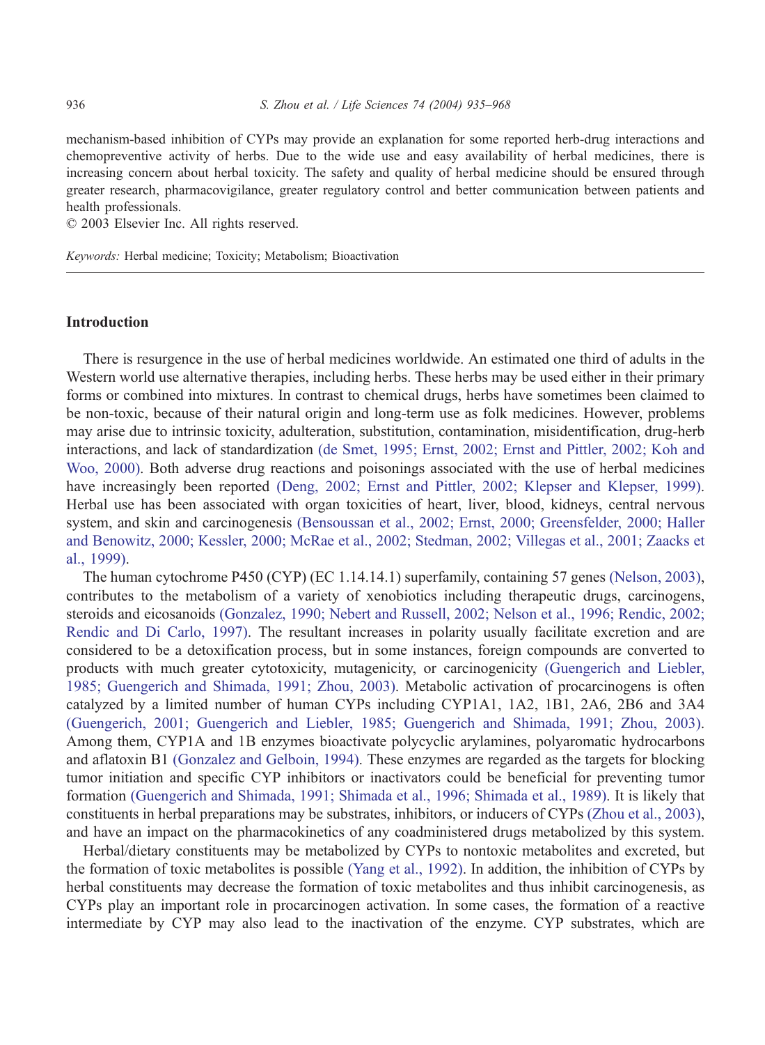mechanism-based inhibition of CYPs may provide an explanation for some reported herb-drug interactions and chemopreventive activity of herbs. Due to the wide use and easy availability of herbal medicines, there is increasing concern about herbal toxicity. The safety and quality of herbal medicine should be ensured through greater research, pharmacovigilance, greater regulatory control and better communication between patients and health professionals.

© 2003 Elsevier Inc. All rights reserved.

*Keywords:* Herbal medicine; Toxicity; Metabolism; Bioactivation

## Introduction

There is resurgence in the use of herbal medicines worldwide. An estimated one third of adults in the Western world use alternative therapies, including herbs. These herbs may be used either in their primary forms or combined into mixtures. In contrast to chemical drugs, herbs have sometimes been claimed to be non-toxic, because of their natural origin and long-term use as folk medicines. However, problems may arise due to intrinsic toxicity, adulteration, substitution, contamination, misidentification, drug-herb interactions, and lack of standardization (de Smet, 1995; Ernst, 2002; Ernst and Pittler, 2002; Koh and Woo, 2000). Both adverse drug reactions and poisonings associated with the use of herbal medicines have increasingly been reported (Deng, 2002; Ernst and Pittler, 2002; Klepser and Klepser, 1999). Herbal use has been associated with organ toxicities of heart, liver, blood, kidneys, central nervous system, and skin and carcinogenesis (Bensoussan et al., 2002; Ernst, 2000; Greensfelder, 2000; Haller and Benowitz, 2000; Kessler, 2000; McRae et al., 2002; Stedman, 2002; Villegas et al., 2001; Zaacks et al., 1999).

The human cytochrome P450 (CYP) (EC 1.14.14.1) superfamily, containing 57 genes (Nelson, 2003), contributes to the metabolism of a variety of xenobiotics including therapeutic drugs, carcinogens, steroids and eicosanoids (Gonzalez, 1990; Nebert and Russell, 2002; Nelson et al., 1996; Rendic, 2002; Rendic and Di Carlo, 1997). The resultant increases in polarity usually facilitate excretion and are considered to be a detoxification process, but in some instances, foreign compounds are converted to products with much greater cytotoxicity, mutagenicity, or carcinogenicity (Guengerich and Liebler, 1985; Guengerich and Shimada, 1991; Zhou, 2003). Metabolic activation of procarcinogens is often catalyzed by a limited number of human CYPs including CYP1A1, 1A2, 1B1, 2A6, 2B6 and 3A4 (Guengerich, 2001; Guengerich and Liebler, 1985; Guengerich and Shimada, 1991; Zhou, 2003). Among them, CYP1A and 1B enzymes bioactivate polycyclic arylamines, polyaromatic hydrocarbons and aflatoxin B1 (Gonzalez and Gelboin, 1994). These enzymes are regarded as the targets for blocking tumor initiation and specific CYP inhibitors or inactivators could be beneficial for preventing tumor formation (Guengerich and Shimada, 1991; Shimada et al., 1996; Shimada et al., 1989). It is likely that constituents in herbal preparations may be substrates, inhibitors, or inducers of CYPs (Zhou et al., 2003), and have an impact on the pharmacokinetics of any coadministered drugs metabolized by this system.

Herbal/dietary constituents may be metabolized by CYPs to nontoxic metabolites and excreted, but the formation of toxic metabolites is possible (Yang et al., 1992). In addition, the inhibition of CYPs by herbal constituents may decrease the formation of toxic metabolites and thus inhibit carcinogenesis, as CYPs play an important role in procarcinogen activation. In some cases, the formation of a reactive intermediate by CYP may also lead to the inactivation of the enzyme. CYP substrates, which are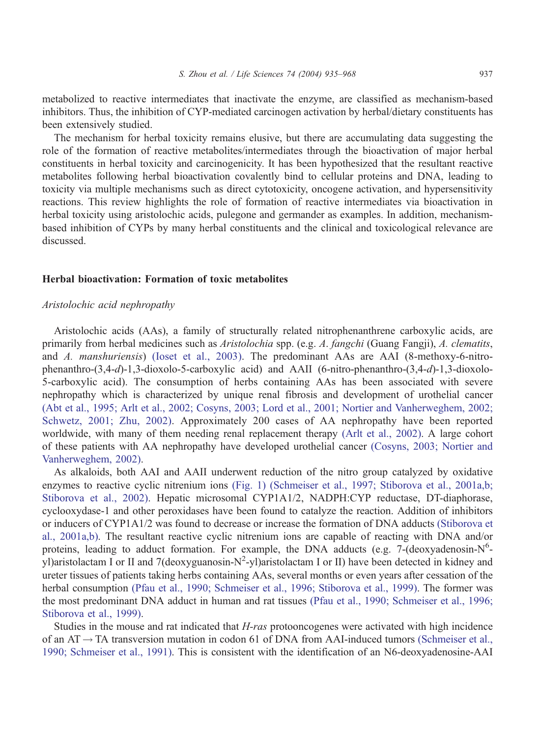metabolized to reactive intermediates that inactivate the enzyme, are classified as mechanism-based inhibitors. Thus, the inhibition of CYP-mediated carcinogen activation by herbal/dietary constituents has been extensively studied.

The mechanism for herbal toxicity remains elusive, but there are accumulating data suggesting the role of the formation of reactive metabolites/intermediates through the bioactivation of major herbal constituents in herbal toxicity and carcinogenicity. It has been hypothesized that the resultant reactive metabolites following herbal bioactivation covalently bind to cellular proteins and DNA, leading to toxicity via multiple mechanisms such as direct cytotoxicity, oncogene activation, and hypersensitivity reactions. This review highlights the role of formation of reactive intermediates via bioactivation in herbal toxicity using aristolochic acids, pulegone and germander as examples. In addition, mechanism-based inhibition of CYPs by many herbal constituents and the clinical and toxicological relevance are discussed.

## Herbal bioactivation: Formation of toxic metabolites

### *Aristolochic acid nephropathy*

Aristolochic acids (AAs), a family of structurally related nitrophenanthrene carboxylic acids, are primarily from herbal medicines such as *Aristolochia* spp. (e.g. *A. fangchi* (Guang Fangji), *A. clematits*, and *A. manshuriensis*) (Ioset et al., 2003). The predominant AAs are AAI (8-methoxy-6-nitro-phenanthro-(3,4-*d*)-1,3-dioxolo-5-carboxylic acid) and AAII (6-nitro-phenanthro-(3,4-*d*)-1,3-dioxolo-5-carboxylic acid). The consumption of herbs containing AAs has been associated with severe nephropathy which is characterized by unique renal fibrosis and development of urothelial cancer (Abt et al., 1995; Arlt et al., 2002; Cosyns, 2003; Lord et al., 2001; Nortier and Vanherweghem, 2002; Schwetz, 2001; Zhu, 2002). Approximately 200 cases of AA nephropathy have been reported worldwide, with many of them needing renal replacement therapy (Arlt et al., 2002). A large cohort of these patients with AA nephropathy have developed urothelial cancer (Cosyns, 2003; Nortier and Vanherweghem, 2002).

As alkaloids, both AAI and AAII underwent reduction of the nitro group catalyzed by oxidative enzymes to reactive cyclic nitrenium ions (Fig. 1) (Schmeiser et al., 1997; Stiborova et al., 2001a,b; Stiborova et al., 2002). Hepatic microsomal CYP1A1/2, NADPH:CYP reductase, DT-diaphorase, cyclooxydase-1 and other peroxidases have been found to catalyze the reaction. Addition of inhibitors or inducers of CYP1A1/2 was found to decrease or increase the formation of DNA adducts (Stiborova et al., 2001a,b). The resultant reactive cyclic nitrenium ions are capable of reacting with DNA and/or proteins, leading to adduct formation. For example, the DNA adducts (e.g. 7-(deoxyadenosin-$N^6$-yl)aristolactam I or II and 7(deoxyguanosin-$N^2$-yl)aristolactam I or II) have been detected in kidney and ureter tissues of patients taking herbs containing AAs, several months or even years after cessation of the herbal consumption (Pfau et al., 1990; Schmeiser et al., 1996; Stiborova et al., 1999). The former was the most predominant DNA adduct in human and rat tissues (Pfau et al., 1990; Schmeiser et al., 1996; Stiborova et al., 1999).

Studies in the mouse and rat indicated that *H-ras* protooncogenes were activated with high incidence of an AT → TA transversion mutation in codon 61 of DNA from AAI-induced tumors (Schmeiser et al., 1990; Schmeiser et al., 1991). This is consistent with the identification of an N6-deoxyadenosine-AAI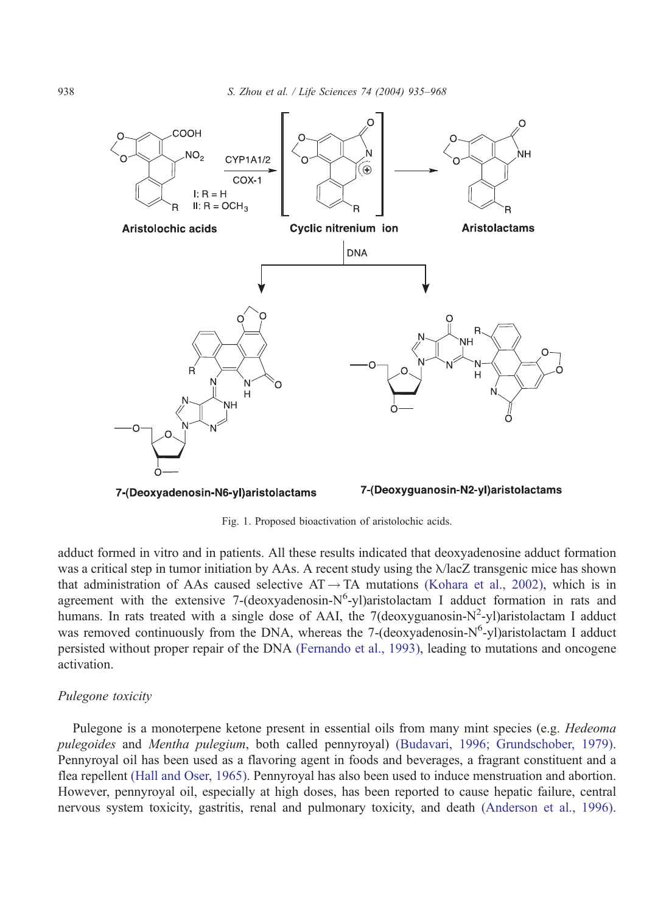Fig. 1. Proposed bioactivation of aristolochic acids.

adduct formed in vitro and in patients. All these results indicated that deoxyadenosine adduct formation was a critical step in tumor initiation by AAs. A recent study using the λ/lacZ transgenic mice has shown that administration of AAs caused selective AT → TA mutations (Kohara et al., 2002), which is in agreement with the extensive 7-(deoxyadenosin-$N^6$-yl)aristolactam I adduct formation in rats and humans. In rats treated with a single dose of AAI, the 7(deoxyguanosin-$N^2$-yl)aristolactam I adduct was removed continuously from the DNA, whereas the 7-(deoxyadenosin-$N^6$-yl)aristolactam I adduct persisted without proper repair of the DNA (Fernando et al., 1993), leading to mutations and oncogene activation.

### *Pulegone toxicity*

Pulegone is a monoterpene ketone present in essential oils from many mint species (e.g. *Hedeoma pulegoides* and *Mentha pulegium*, both called pennyroyal) (Budavari, 1996; Grundschober, 1979). Pennyroyal oil has been used as a flavoring agent in foods and beverages, a fragrant constituent and a flea repellent (Hall and Oser, 1965). Pennyroyal has also been used to induce menstruation and abortion. However, pennyroyal oil, especially at high doses, has been reported to cause hepatic failure, central nervous system toxicity, gastritis, renal and pulmonary toxicity, and death (Anderson et al., 1996).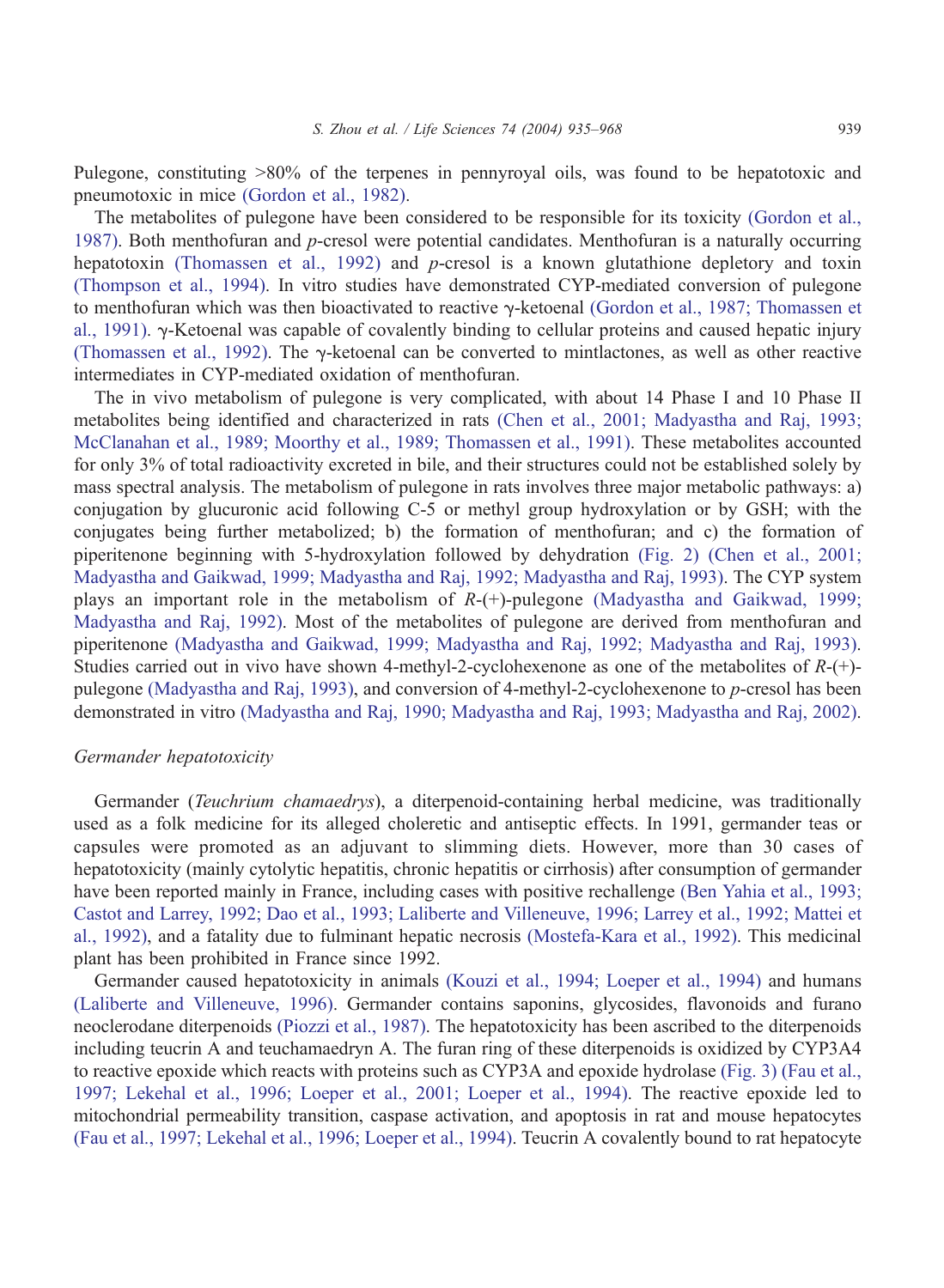Pulegone, constituting >80% of the terpenes in pennyroyal oils, was found to be hepatotoxic and pneumotoxic in mice (Gordon et al., 1982).

The metabolites of pulegone have been considered to be responsible for its toxicity (Gordon et al., 1987). Both menthofuran and *p*-cresol were potential candidates. Menthofuran is a naturally occurring hepatotoxin (Thomassen et al., 1992) and *p*-cresol is a known glutathione depletory and toxin (Thompson et al., 1994). In vitro studies have demonstrated CYP-mediated conversion of pulegone to menthofuran which was then bioactivated to reactive γ-ketoenal (Gordon et al., 1987; Thomassen et al., 1991). γ-Ketoenal was capable of covalently binding to cellular proteins and caused hepatic injury (Thomassen et al., 1992). The γ-ketoenal can be converted to mintlactones, as well as other reactive intermediates in CYP-mediated oxidation of menthofuran.

The in vivo metabolism of pulegone is very complicated, with about 14 Phase I and 10 Phase II metabolites being identified and characterized in rats (Chen et al., 2001; Madyastha and Raj, 1993; McClanahan et al., 1989; Moorthy et al., 1989; Thomassen et al., 1991). These metabolites accounted for only 3% of total radioactivity excreted in bile, and their structures could not be established solely by mass spectral analysis. The metabolism of pulegone in rats involves three major metabolic pathways: a) conjugation by glucuronic acid following C-5 or methyl group hydroxylation or by GSH; with the conjugates being further metabolized; b) the formation of menthofuran; and c) the formation of piperitenone beginning with 5-hydroxylation followed by dehydration (Fig. 2) (Chen et al., 2001; Madyastha and Gaikwad, 1999; Madyastha and Raj, 1992; Madyastha and Raj, 1993). The CYP system plays an important role in the metabolism of *R*-(+)-pulegone (Madyastha and Gaikwad, 1999; Madyastha and Raj, 1992). Most of the metabolites of pulegone are derived from menthofuran and piperitenone (Madyastha and Gaikwad, 1999; Madyastha and Raj, 1992; Madyastha and Raj, 1993). Studies carried out in vivo have shown 4-methyl-2-cyclohexenone as one of the metabolites of *R*-(+)-pulegone (Madyastha and Raj, 1993), and conversion of 4-methyl-2-cyclohexenone to *p*-cresol has been demonstrated in vitro (Madyastha and Raj, 1990; Madyastha and Raj, 1993; Madyastha and Raj, 2002).

### *Germander hepatotoxicity*

Germander (*Teuchrium chamaedrys*), a diterpenoid-containing herbal medicine, was traditionally used as a folk medicine for its alleged choleretic and antiseptic effects. In 1991, germander teas or capsules were promoted as an adjuvant to slimming diets. However, more than 30 cases of hepatotoxicity (mainly cytolytic hepatitis, chronic hepatitis or cirrhosis) after consumption of germander have been reported mainly in France, including cases with positive rechallenge (Ben Yahia et al., 1993; Castot and Larrey, 1992; Dao et al., 1993; Laliberte and Villeneuve, 1996; Larrey et al., 1992; Mattei et al., 1992), and a fatality due to fulminant hepatic necrosis (Mostefa-Kara et al., 1992). This medicinal plant has been prohibited in France since 1992.

Germander caused hepatotoxicity in animals (Kouzi et al., 1994; Loeper et al., 1994) and humans (Laliberte and Villeneuve, 1996). Germander contains saponins, glycosides, flavonoids and furano neoclerodane diterpenoids (Piozzi et al., 1987). The hepatotoxicity has been ascribed to the diterpenoids including teucrin A and teuchamaedryn A. The furan ring of these diterpenoids is oxidized by CYP3A4 to reactive epoxide which reacts with proteins such as CYP3A and epoxide hydrolase (Fig. 3) (Fau et al., 1997; Lekehal et al., 1996; Loeper et al., 2001; Loeper et al., 1994). The reactive epoxide led to mitochondrial permeability transition, caspase activation, and apoptosis in rat and mouse hepatocytes (Fau et al., 1997; Lekehal et al., 1996; Loeper et al., 1994). Teucrin A covalently bound to rat hepatocyte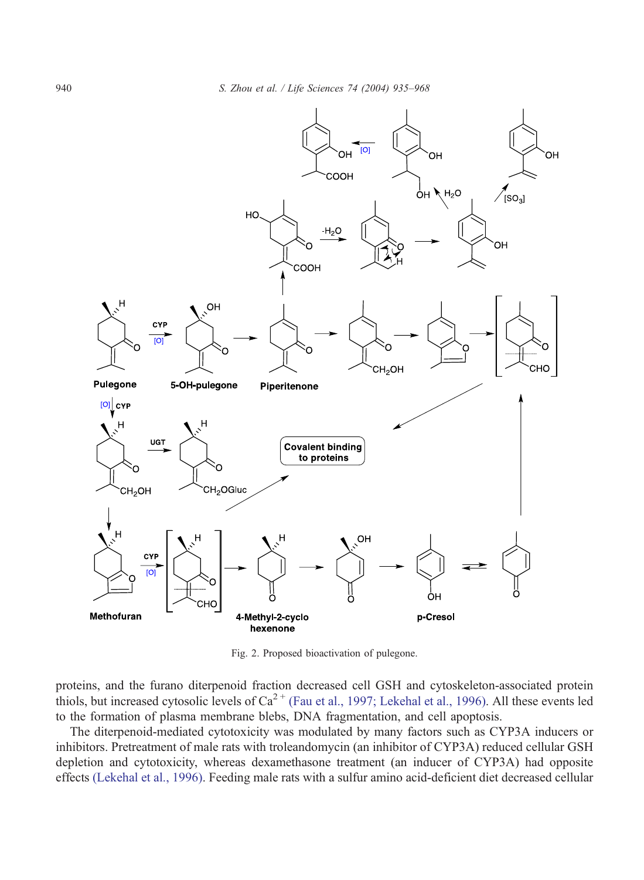Fig. 2. Proposed bioactivation of pulegone.

proteins, and the furano diterpenoid fraction decreased cell GSH and cytoskeleton-associated protein thiols, but increased cytosolic levels of $Ca^{2+}$ (Fau et al., 1997; Lekehal et al., 1996). All these events led to the formation of plasma membrane blebs, DNA fragmentation, and cell apoptosis.

The diterpenoid-mediated cytotoxicity was modulated by many factors such as CYP3A inducers or inhibitors. Pretreatment of male rats with troleandomycin (an inhibitor of CYP3A) reduced cellular GSH depletion and cytotoxicity, whereas dexamethasone treatment (an inducer of CYP3A) had opposite effects (Lekehal et al., 1996). Feeding male rats with a sulfur amino acid-deficient diet decreased cellular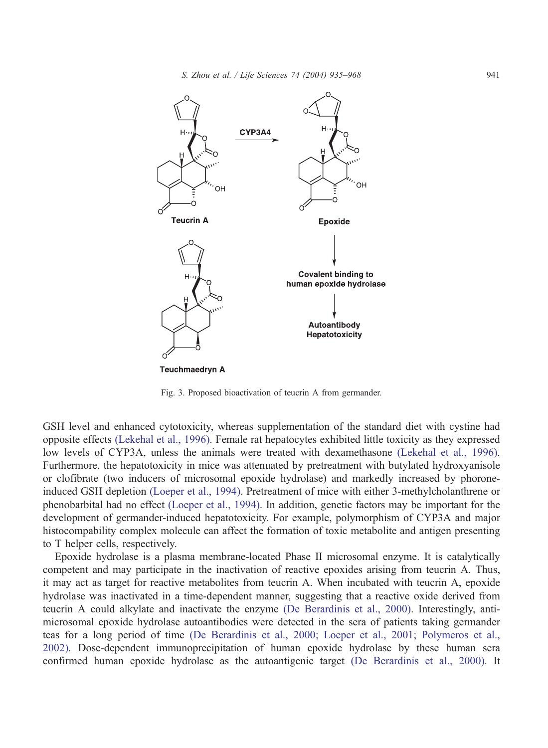Fig. 3. Proposed bioactivation of teucrin A from germander.

GSH level and enhanced cytotoxicity, whereas supplementation of the standard diet with cystine had opposite effects (Lekehal et al., 1996). Female rat hepatocytes exhibited little toxicity as they expressed low levels of CYP3A, unless the animals were treated with dexamethasone (Lekehal et al., 1996). Furthermore, the hepatotoxicity in mice was attenuated by pretreatment with butylated hydroxyanisole or clofibrate (two inducers of microsomal epoxide hydrolase) and markedly increased by phorone-induced GSH depletion (Loeper et al., 1994). Pretreatment of mice with either 3-methylcholanthrene or phenobarbital had no effect (Loeper et al., 1994). In addition, genetic factors may be important for the development of germander-induced hepatotoxicity. For example, polymorphism of CYP3A and major histocompability complex molecule can affect the formation of toxic metabolite and antigen presenting to T helper cells, respectively.

Epoxide hydrolase is a plasma membrane-located Phase II microsomal enzyme. It is catalytically competent and may participate in the inactivation of reactive epoxides arising from teucrin A. Thus, it may act as target for reactive metabolites from teucrin A. When incubated with teucrin A, epoxide hydrolase was inactivated in a time-dependent manner, suggesting that a reactive oxide derived from teucrin A could alkylate and inactivate the enzyme (De Berardinis et al., 2000). Interestingly, anti-microsomal epoxide hydrolase autoantibodies were detected in the sera of patients taking germander teas for a long period of time (De Berardinis et al., 2000; Loeper et al., 2001; Polymeros et al., 2002). Dose-dependent immunoprecipitation of human epoxide hydrolase by these human sera confirmed human epoxide hydrolase as the autoantigenic target (De Berardinis et al., 2000). It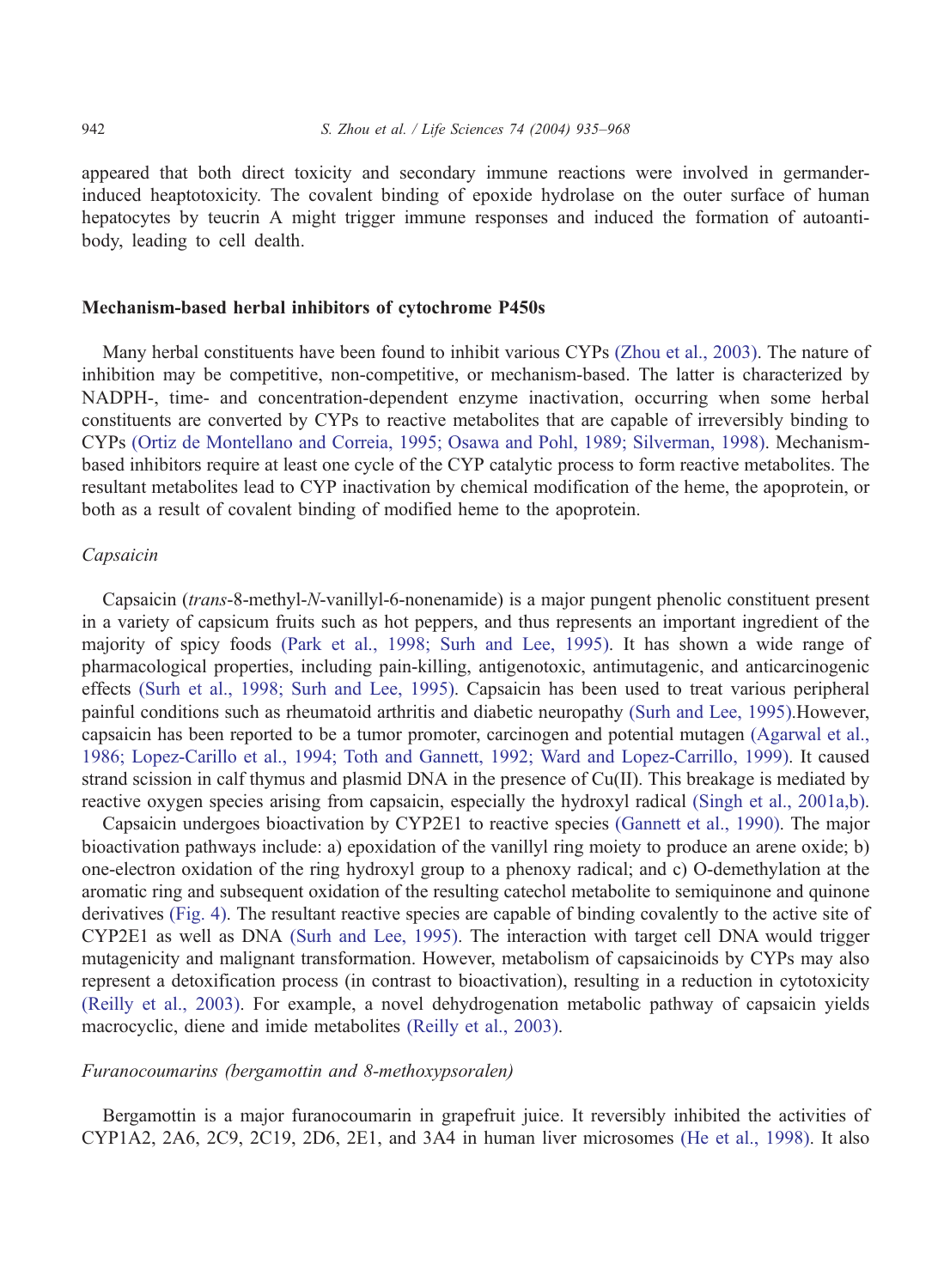appeared that both direct toxicity and secondary immune reactions were involved in germander-induced heaptotoxicity. The covalent binding of epoxide hydrolase on the outer surface of human hepatocytes by teucrin A might trigger immune responses and induced the formation of autoantibody, leading to cell death.

## Mechanism-based herbal inhibitors of cytochrome P450s

Many herbal constituents have been found to inhibit various CYPs (Zhou et al., 2003). The nature of inhibition may be competitive, non-competitive, or mechanism-based. The latter is characterized by NADPH-, time- and concentration-dependent enzyme inactivation, occurring when some herbal constituents are converted by CYPs to reactive metabolites that are capable of irreversibly binding to CYPs (Ortiz de Montellano and Correia, 1995; Osawa and Pohl, 1989; Silverman, 1998). Mechanism-based inhibitors require at least one cycle of the CYP catalytic process to form reactive metabolites. The resultant metabolites lead to CYP inactivation by chemical modification of the heme, the apoprotein, or both as a result of covalent binding of modified heme to the apoprotein.

### *Capsaicin*

Capsaicin (*trans*-8-methyl-*N*-vanillyl-6-nonenamide) is a major pungent phenolic constituent present in a variety of capsicum fruits such as hot peppers, and thus represents an important ingredient of the majority of spicy foods (Park et al., 1998; Surh and Lee, 1995). It has shown a wide range of pharmacological properties, including pain-killing, antigenotoxic, antimutagenic, and anticarcinogenic effects (Surh et al., 1998; Surh and Lee, 1995). Capsaicin has been used to treat various peripheral painful conditions such as rheumatoid arthritis and diabetic neuropathy (Surh and Lee, 1995).However, capsaicin has been reported to be a tumor promoter, carcinogen and potential mutagen (Agarwal et al., 1986; Lopez-Carillo et al., 1994; Toth and Gannett, 1992; Ward and Lopez-Carrillo, 1999). It caused strand scission in calf thymus and plasmid DNA in the presence of Cu(II). This breakage is mediated by reactive oxygen species arising from capsaicin, especially the hydroxyl radical (Singh et al., 2001a,b).

Capsaicin undergoes bioactivation by CYP2E1 to reactive species (Gannett et al., 1990). The major bioactivation pathways include: a) epoxidation of the vanillyl ring moiety to produce an arene oxide; b) one-electron oxidation of the ring hydroxyl group to a phenoxy radical; and c) O-demethylation at the aromatic ring and subsequent oxidation of the resulting catechol metabolite to semiquinone and quinone derivatives (Fig. 4). The resultant reactive species are capable of binding covalently to the active site of CYP2E1 as well as DNA (Surh and Lee, 1995). The interaction with target cell DNA would trigger mutagenicity and malignant transformation. However, metabolism of capsaicinoids by CYPs may also represent a detoxification process (in contrast to bioactivation), resulting in a reduction in cytotoxicity (Reilly et al., 2003). For example, a novel dehydrogenation metabolic pathway of capsaicin yields macrocyclic, diene and imide metabolites (Reilly et al., 2003).

### *Furanocoumarins (bergamottin and 8-methoxypsoralen)*

Bergamottin is a major furanocoumarin in grapefruit juice. It reversibly inhibited the activities of CYP1A2, 2A6, 2C9, 2C19, 2D6, 2E1, and 3A4 in human liver microsomes (He et al., 1998). It also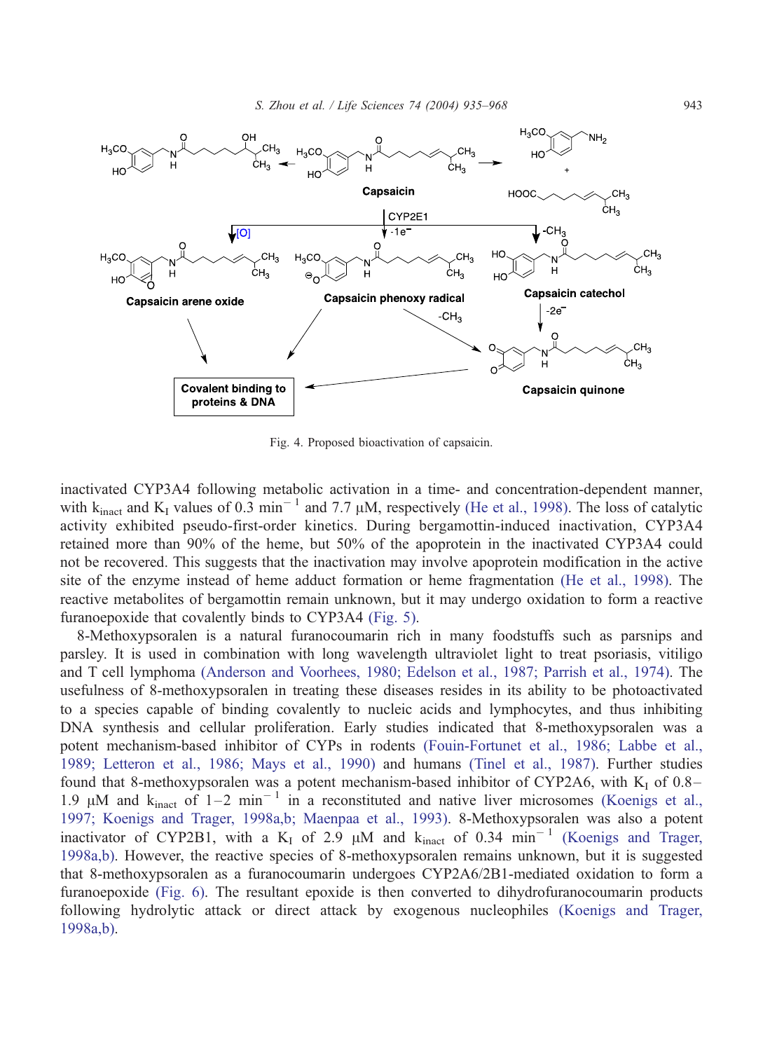Fig. 4. Proposed bioactivation of capsaicin.

inactivated CYP3A4 following metabolic activation in a time- and concentration-dependent manner, with $k_{inact}$ and $K_I$ values of 0.3 $min^{-1}$ and 7.7 μM, respectively (He et al., 1998). The loss of catalytic activity exhibited pseudo-first-order kinetics. During bergamottin-induced inactivation, CYP3A4 retained more than 90% of the heme, but 50% of the apoprotein in the inactivated CYP3A4 could not be recovered. This suggests that the inactivation may involve apoprotein modification in the active site of the enzyme instead of heme adduct formation or heme fragmentation (He et al., 1998). The reactive metabolites of bergamottin remain unknown, but it may undergo oxidation to form a reactive furanoepoxide that covalently binds to CYP3A4 (Fig. 5).

8-Methoxypsoralen is a natural furanocoumarin rich in many foodstuffs such as parsnips and parsley. It is used in combination with long wavelength ultraviolet light to treat psoriasis, vitiligo and T cell lymphoma (Anderson and Voorhees, 1980; Edelson et al., 1987; Parrish et al., 1974). The usefulness of 8-methoxypsoralen in treating these diseases resides in its ability to be photoactivated to a species capable of binding covalently to nucleic acids and lymphocytes, and thus inhibiting DNA synthesis and cellular proliferation. Early studies indicated that 8-methoxypsoralen was a potent mechanism-based inhibitor of CYPs in rodents (Fouin-Fortunet et al., 1986; Labbe et al., 1989; Letteron et al., 1986; Mays et al., 1990) and humans (Tinel et al., 1987). Further studies found that 8-methoxypsoralen was a potent mechanism-based inhibitor of CYP2A6, with $K_I$ of 0.8–1.9 μM and $k_{inact}$ of 1–2 $min^{-1}$ in a reconstituted and native liver microsomes (Koenigs et al., 1997; Koenigs and Trager, 1998a,b; Maenpaa et al., 1993). 8-Methoxypsoralen was also a potent inactivator of CYP2B1, with a $K_I$ of 2.9 μM and $k_{inact}$ of 0.34 $min^{-1}$ (Koenigs and Trager, 1998a,b). However, the reactive species of 8-methoxypsoralen remains unknown, but it is suggested that 8-methoxypsoralen as a furanocoumarin undergoes CYP2A6/2B1-mediated oxidation to form a furanoepoxide (Fig. 6). The resultant epoxide is then converted to dihydrofuranocoumarin products following hydrolytic attack or direct attack by exogenous nucleophiles (Koenigs and Trager, 1998a,b).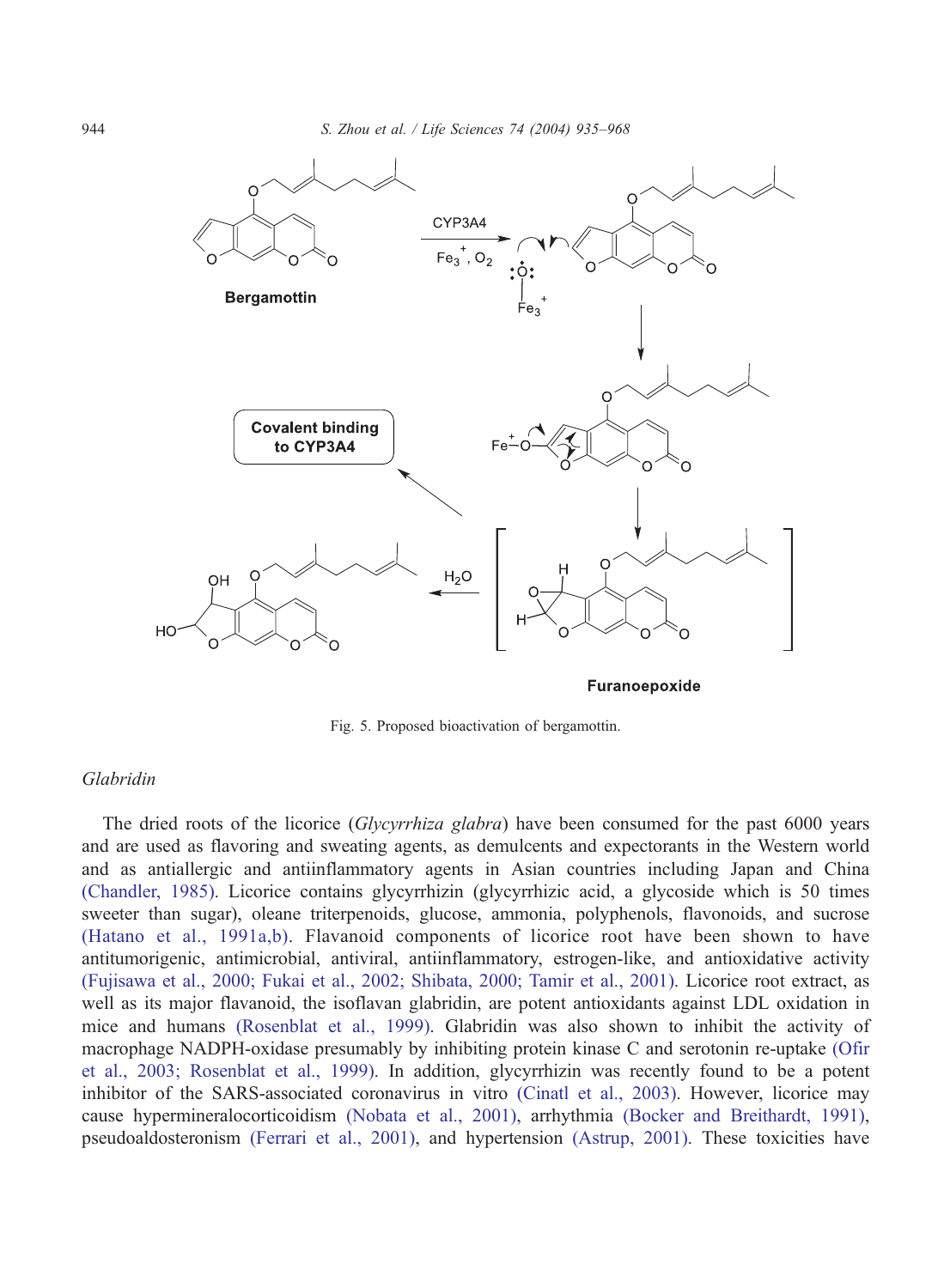Fig. 5. Proposed bioactivation of bergamottin.

### *Glabridin*

The dried roots of the licorice (*Glycyrrhiza glabra*) have been consumed for the past 6000 years and are used as flavoring and sweating agents, as demulcents and expectorants in the Western world and as antiallergic and antiinflammatory agents in Asian countries including Japan and China (Chandler, 1985). Licorice contains glycyrrhizin (glycyrrhizic acid, a glycoside which is 50 times sweeter than sugar), oleane triterpenoids, glucose, ammonia, polyphenols, flavonoids, and sucrose (Hatano et al., 1991a,b). Flavanoid components of licorice root have been shown to have antitumorigenic, antimicrobial, antiviral, antiinflammatory, estrogen-like, and antioxidative activity (Fujisawa et al., 2000; Fukai et al., 2002; Shibata, 2000; Tamir et al., 2001). Licorice root extract, as well as its major flavanoid, the isoflavan glabridin, are potent antioxidants against LDL oxidation in mice and humans (Rosenblat et al., 1999). Glabridin was also shown to inhibit the activity of macrophage NADPH-oxidase presumably by inhibiting protein kinase C and serotonin re-uptake (Ofir et al., 2003; Rosenblat et al., 1999). In addition, glycyrrhizin was recently found to be a potent inhibitor of the SARS-associated coronavirus in vitro (Cinatl et al., 2003). However, licorice may cause hypermineralocorticoidism (Nobata et al., 2001), arrhythmia (Bocker and Breithardt, 1991), pseudoaldosteronism (Ferrari et al., 2001), and hypertension (Astrup, 2001). These toxicities have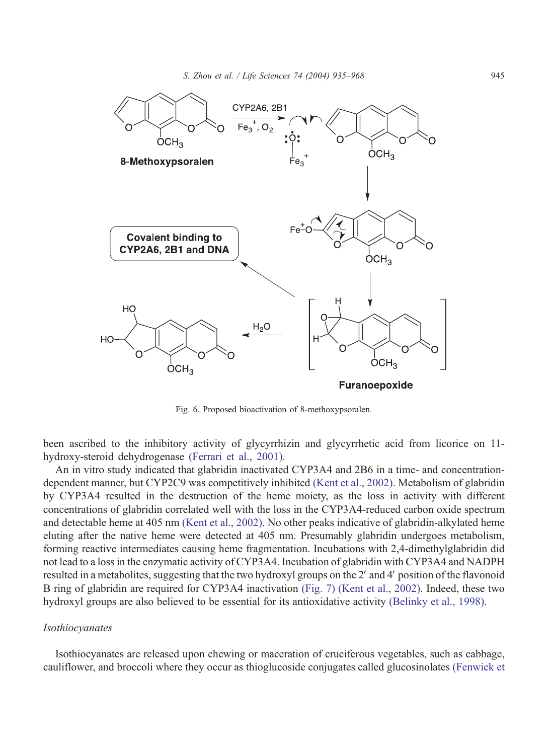Fig. 6. Proposed bioactivation of 8-methoxypsoralen.

been ascribed to the inhibitory activity of glycyrrhizin and glycyrrhetic acid from licorice on 11-hydroxy-steroid dehydrogenase (Ferrari et al., 2001).

An in vitro study indicated that glabridin inactivated CYP3A4 and 2B6 in a time- and concentration-dependent manner, but CYP2C9 was competitively inhibited (Kent et al., 2002). Metabolism of glabridin by CYP3A4 resulted in the destruction of the heme moiety, as the loss in activity with different concentrations of glabridin correlated well with the loss in the CYP3A4-reduced carbon oxide spectrum and detectable heme at 405 nm (Kent et al., 2002). No other peaks indicative of glabridin-alkylated heme eluting after the native heme were detected at 405 nm. Presumably glabridin undergoes metabolism, forming reactive intermediates causing heme fragmentation. Incubations with 2,4-dimethylglabridin did not lead to a loss in the enzymatic activity of CYP3A4. Incubation of glabridin with CYP3A4 and NADPH resulted in a metabolites, suggesting that the two hydroxyl groups on the 2′ and 4′ position of the flavonoid B ring of glabridin are required for CYP3A4 inactivation (Fig. 7) (Kent et al., 2002). Indeed, these two hydroxyl groups are also believed to be essential for its antioxidative activity (Belinky et al., 1998).

*Isothiocyanates*

Isothiocyanates are released upon chewing or maceration of cruciferous vegetables, such as cabbage, cauliflower, and broccoli where they occur as thioglucoside conjugates called glucosinolates (Fenwick et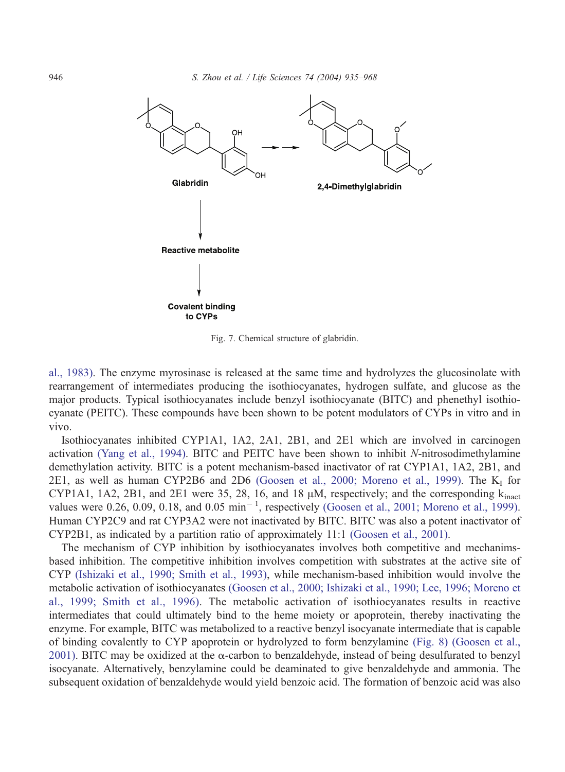Fig. 7. Chemical structure of glabridin.

al., 1983). The enzyme myrosinase is released at the same time and hydrolyzes the glucosinolate with rearrangement of intermediates producing the isothiocyanates, hydrogen sulfate, and glucose as the major products. Typical isothiocyanates include benzyl isothiocyanate (BITC) and phenethyl isothiocyanate (PEITC). These compounds have been shown to be potent modulators of CYPs in vitro and in vivo.

Isothiocyanates inhibited CYP1A1, 1A2, 2A1, 2B1, and 2E1 which are involved in carcinogen activation (Yang et al., 1994). BITC and PEITC have been shown to inhibit *N*-nitrosodimethylamine demethylation activity. BITC is a potent mechanism-based inactivator of rat CYP1A1, 1A2, 2B1, and 2E1, as well as human CYP2B6 and 2D6 (Goosen et al., 2000; Moreno et al., 1999). The $K_I$ for CYP1A1, 1A2, 2B1, and 2E1 were 35, 28, 16, and 18 μM, respectively; and the corresponding $k_{inact}$ values were 0.26, 0.09, 0.18, and 0.05 $min^{-1}$, respectively (Goosen et al., 2001; Moreno et al., 1999). Human CYP2C9 and rat CYP3A2 were not inactivated by BITC. BITC was also a potent inactivator of CYP2B1, as indicated by a partition ratio of approximately 11:1 (Goosen et al., 2001).

The mechanism of CYP inhibition by isothiocyanates involves both competitive and mechanims-based inhibition. The competitive inhibition involves competition with substrates at the active site of CYP (Ishizaki et al., 1990; Smith et al., 1993), while mechanism-based inhibition would involve the metabolic activation of isothiocyanates (Goosen et al., 2000; Ishizaki et al., 1990; Lee, 1996; Moreno et al., 1999; Smith et al., 1996). The metabolic activation of isothiocyanates results in reactive intermediates that could ultimately bind to the heme moiety or apoprotein, thereby inactivating the enzyme. For example, BITC was metabolized to a reactive benzyl isocyanate intermediate that is capable of binding covalently to CYP apoprotein or hydrolyzed to form benzylamine (Fig. 8) (Goosen et al., 2001). BITC may be oxidized at the α-carbon to benzaldehyde, instead of being desulfurated to benzyl isocyanate. Alternatively, benzylamine could be deaminated to give benzaldehyde and ammonia. The subsequent oxidation of benzaldehyde would yield benzoic acid. The formation of benzoic acid was also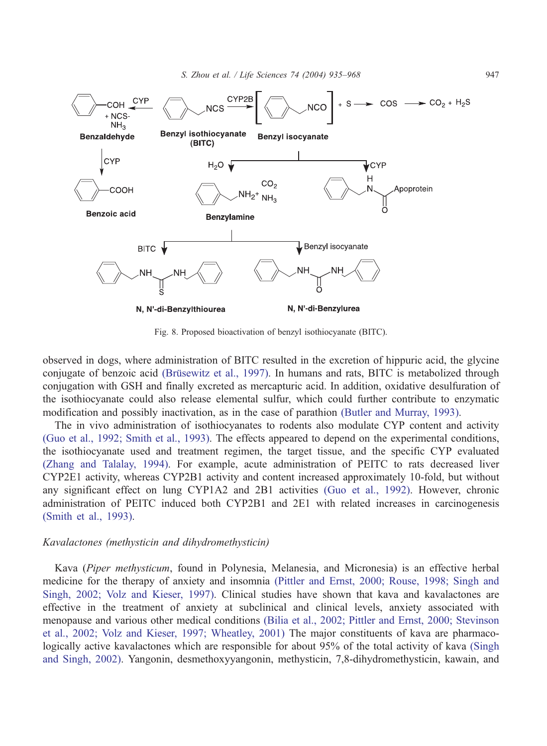Fig. 8. Proposed bioactivation of benzyl isothiocyanate (BITC).

observed in dogs, where administration of BITC resulted in the excretion of hippuric acid, the glycine conjugate of benzoic acid (Brüsewitz et al., 1997). In humans and rats, BITC is metabolized through conjugation with GSH and finally excreted as mercapturic acid. In addition, oxidative desulfuration of the isothiocyanate could also release elemental sulfur, which could further contribute to enzymatic modification and possibly inactivation, as in the case of parathion (Butler and Murray, 1993).

The in vivo administration of isothiocyanates to rodents also modulate CYP content and activity (Guo et al., 1992; Smith et al., 1993). The effects appeared to depend on the experimental conditions, the isothiocyanate used and treatment regimen, the target tissue, and the specific CYP evaluated (Zhang and Talalay, 1994). For example, acute administration of PEITC to rats decreased liver CYP2E1 activity, whereas CYP2B1 activity and content increased approximately 10-fold, but without any significant effect on lung CYP1A2 and 2B1 activities (Guo et al., 1992). However, chronic administration of PEITC induced both CYP2B1 and 2E1 with related increases in carcinogenesis (Smith et al., 1993).

### *Kavalactones (methysticin and dihydromethysticin)*

Kava (*Piper methysticum*, found in Polynesia, Melanesia, and Micronesia) is an effective herbal medicine for the therapy of anxiety and insomnia (Pittler and Ernst, 2000; Rouse, 1998; Singh and Singh, 2002; Volz and Kieser, 1997). Clinical studies have shown that kava and kavalactones are effective in the treatment of anxiety at subclinical and clinical levels, anxiety associated with menopause and various other medical conditions (Bilia et al., 2002; Pittler and Ernst, 2000; Stevinson et al., 2002; Volz and Kieser, 1997; Wheatley, 2001) The major constituents of kava are pharmacologically active kavalactones which are responsible for about 95% of the total activity of kava (Singh and Singh, 2002). Yangonin, desmethoxyyangonin, methysticin, 7,8-dihydromethysticin, kawain, and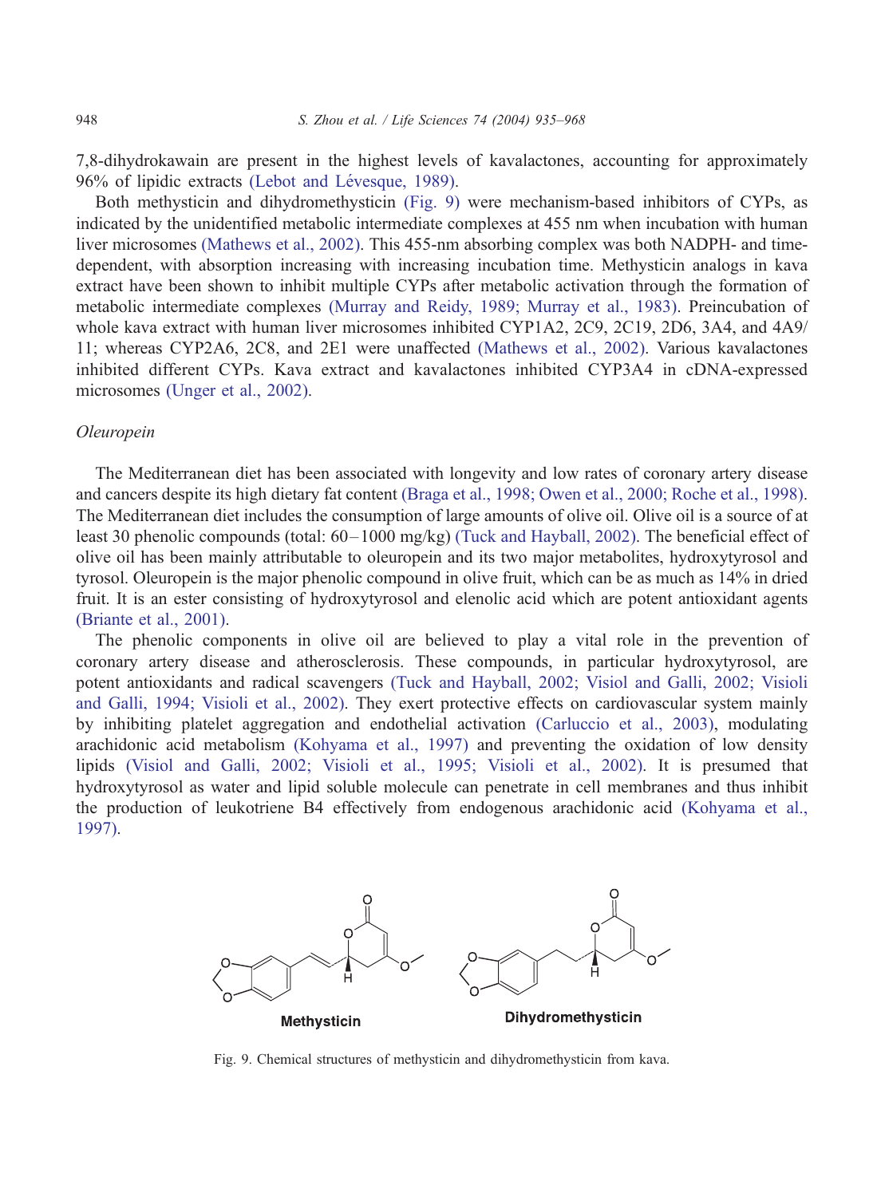7,8-dihydrokawain are present in the highest levels of kavalactones, accounting for approximately 96% of lipidic extracts (Lebot and Lévesque, 1989).

Both methysticin and dihydromethysticin (Fig. 9) were mechanism-based inhibitors of CYPs, as indicated by the unidentified metabolic intermediate complexes at 455 nm when incubation with human liver microsomes (Mathews et al., 2002). This 455-nm absorbing complex was both NADPH- and time-dependent, with absorption increasing with increasing incubation time. Methysticin analogs in kava extract have been shown to inhibit multiple CYPs after metabolic activation through the formation of metabolic intermediate complexes (Murray and Reidy, 1989; Murray et al., 1983). Preincubation of whole kava extract with human liver microsomes inhibited CYP1A2, 2C9, 2C19, 2D6, 3A4, and 4A9/11; whereas CYP2A6, 2C8, and 2E1 were unaffected (Mathews et al., 2002). Various kavalactones inhibited different CYPs. Kava extract and kavalactones inhibited CYP3A4 in cDNA-expressed microsomes (Unger et al., 2002).

### *Oleuropein*

The Mediterranean diet has been associated with longevity and low rates of coronary artery disease and cancers despite its high dietary fat content (Braga et al., 1998; Owen et al., 2000; Roche et al., 1998). The Mediterranean diet includes the consumption of large amounts of olive oil. Olive oil is a source of at least 30 phenolic compounds (total: 60–1000 mg/kg) (Tuck and Hayball, 2002). The beneficial effect of olive oil has been mainly attributable to oleuropein and its two major metabolites, hydroxytyrosol and tyrosol. Oleuropein is the major phenolic compound in olive fruit, which can be as much as 14% in dried fruit. It is an ester consisting of hydroxytyrosol and elenolic acid which are potent antioxidant agents (Briante et al., 2001).

The phenolic components in olive oil are believed to play a vital role in the prevention of coronary artery disease and atherosclerosis. These compounds, in particular hydroxytyrosol, are potent antioxidants and radical scavengers (Tuck and Hayball, 2002; Visiol and Galli, 2002; Visioli and Galli, 1994; Visioli et al., 2002). They exert protective effects on cardiovascular system mainly by inhibiting platelet aggregation and endothelial activation (Carluccio et al., 2003), modulating arachidonic acid metabolism (Kohyama et al., 1997) and preventing the oxidation of low density lipids (Visiol and Galli, 2002; Visioli et al., 1995; Visioli et al., 2002). It is presumed that hydroxytyrosol as water and lipid soluble molecule can penetrate in cell membranes and thus inhibit the production of leukotriene B4 effectively from endogenous arachidonic acid (Kohyama et al., 1997).

Methysticin　　Dihydromethysticin

Fig. 9. Chemical structures of methysticin and dihydromethysticin from kava.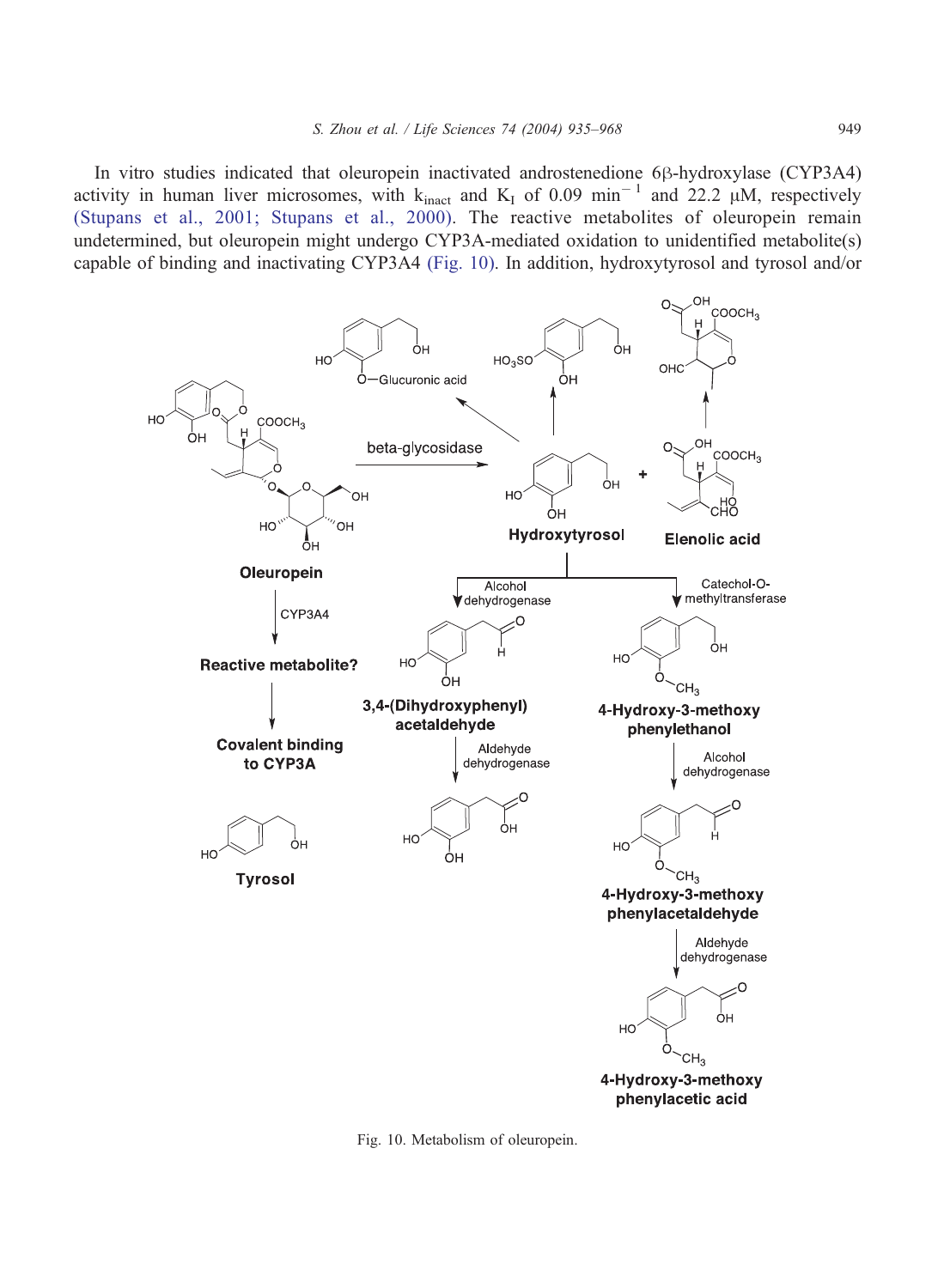In vitro studies indicated that oleuropein inactivated androstenedione 6β-hydroxylase (CYP3A4) activity in human liver microsomes, with $k_{inact}$ and $K_I$ of 0.09 $min^{-1}$ and 22.2 μM, respectively (Stupans et al., 2001; Stupans et al., 2000). The reactive metabolites of oleuropein remain undetermined, but oleuropein might undergo CYP3A-mediated oxidation to unidentified metabolite(s) capable of binding and inactivating CYP3A4 (Fig. 10). In addition, hydroxytyrosol and tyrosol and/or

Fig. 10. Metabolism of oleuropein.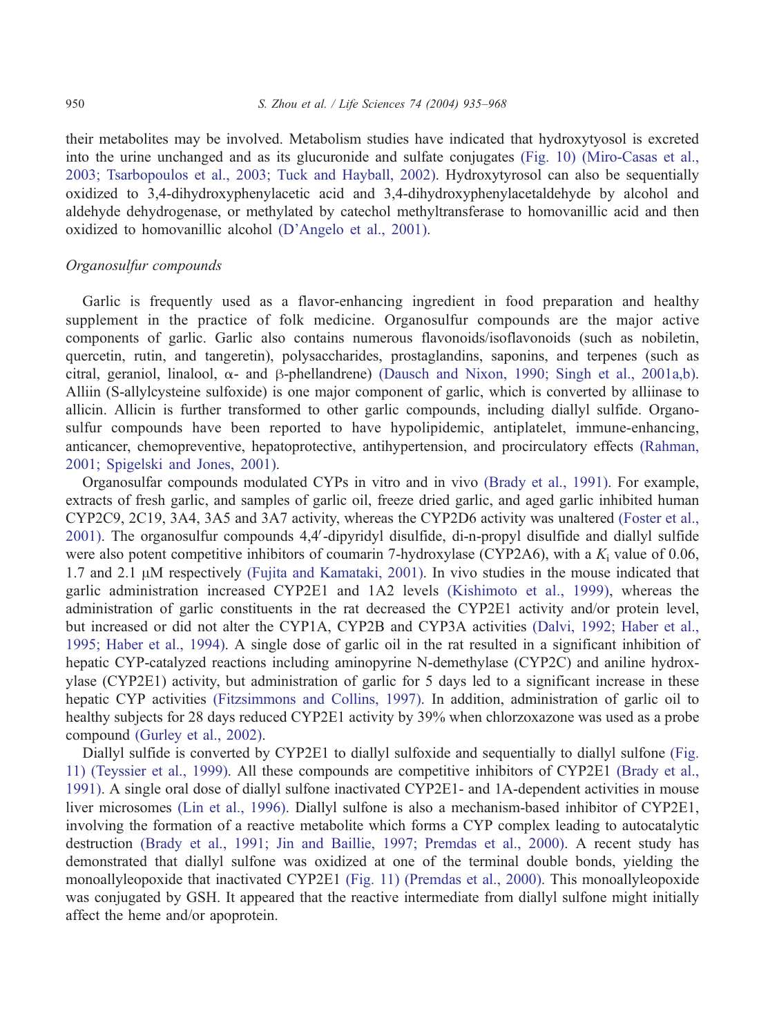their metabolites may be involved. Metabolism studies have indicated that hydroxytyosol is excreted into the urine unchanged and as its glucuronide and sulfate conjugates (Fig. 10) (Miro-Casas et al., 2003; Tsarbopoulos et al., 2003; Tuck and Hayball, 2002). Hydroxytyrosol can also be sequentially oxidized to 3,4-dihydroxyphenylacetic acid and 3,4-dihydroxyphenylacetaldehyde by alcohol and aldehyde dehydrogenase, or methylated by catechol methyltransferase to homovanillic acid and then oxidized to homovanillic alcohol (D'Angelo et al., 2001).

### *Organosulfur compounds*

Garlic is frequently used as a flavor-enhancing ingredient in food preparation and healthy supplement in the practice of folk medicine. Organosulfur compounds are the major active components of garlic. Garlic also contains numerous flavonoids/isoflavonoids (such as nobiletin, quercetin, rutin, and tangeretin), polysaccharides, prostaglandins, saponins, and terpenes (such as citral, geraniol, linalool, α- and β-phellandrene) (Dausch and Nixon, 1990; Singh et al., 2001a,b). Alliin (S-allylcysteine sulfoxide) is one major component of garlic, which is converted by alliinase to allicin. Allicin is further transformed to other garlic compounds, including diallyl sulfide. Organosulfur compounds have been reported to have hypolipidemic, antiplatelet, immune-enhancing, anticancer, chemopreventive, hepatoprotective, antihypertension, and procirculatory effects (Rahman, 2001; Spigelski and Jones, 2001).

Organosulfar compounds modulated CYPs in vitro and in vivo (Brady et al., 1991). For example, extracts of fresh garlic, and samples of garlic oil, freeze dried garlic, and aged garlic inhibited human CYP2C9, 2C19, 3A4, 3A5 and 3A7 activity, whereas the CYP2D6 activity was unaltered (Foster et al., 2001). The organosulfur compounds 4,4′-dipyridyl disulfide, di-n-propyl disulfide and diallyl sulfide were also potent competitive inhibitors of coumarin 7-hydroxylase (CYP2A6), with a $K_i$ value of 0.06, 1.7 and 2.1 μM respectively (Fujita and Kamataki, 2001). In vivo studies in the mouse indicated that garlic administration increased CYP2E1 and 1A2 levels (Kishimoto et al., 1999), whereas the administration of garlic constituents in the rat decreased the CYP2E1 activity and/or protein level, but increased or did not alter the CYP1A, CYP2B and CYP3A activities (Dalvi, 1992; Haber et al., 1995; Haber et al., 1994). A single dose of garlic oil in the rat resulted in a significant inhibition of hepatic CYP-catalyzed reactions including aminopyrine N-demethylase (CYP2C) and aniline hydroxylase (CYP2E1) activity, but administration of garlic for 5 days led to a significant increase in these hepatic CYP activities (Fitzsimmons and Collins, 1997). In addition, administration of garlic oil to healthy subjects for 28 days reduced CYP2E1 activity by 39% when chlorzoxazone was used as a probe compound (Gurley et al., 2002).

Diallyl sulfide is converted by CYP2E1 to diallyl sulfoxide and sequentially to diallyl sulfone (Fig. 11) (Teyssier et al., 1999). All these compounds are competitive inhibitors of CYP2E1 (Brady et al., 1991). A single oral dose of diallyl sulfone inactivated CYP2E1- and 1A-dependent activities in mouse liver microsomes (Lin et al., 1996). Diallyl sulfone is also a mechanism-based inhibitor of CYP2E1, involving the formation of a reactive metabolite which forms a CYP complex leading to autocatalytic destruction (Brady et al., 1991; Jin and Baillie, 1997; Premdas et al., 2000). A recent study has demonstrated that diallyl sulfone was oxidized at one of the terminal double bonds, yielding the monoallyleopoxide that inactivated CYP2E1 (Fig. 11) (Premdas et al., 2000). This monoallyleopoxide was conjugated by GSH. It appeared that the reactive intermediate from diallyl sulfone might initially affect the heme and/or apoprotein.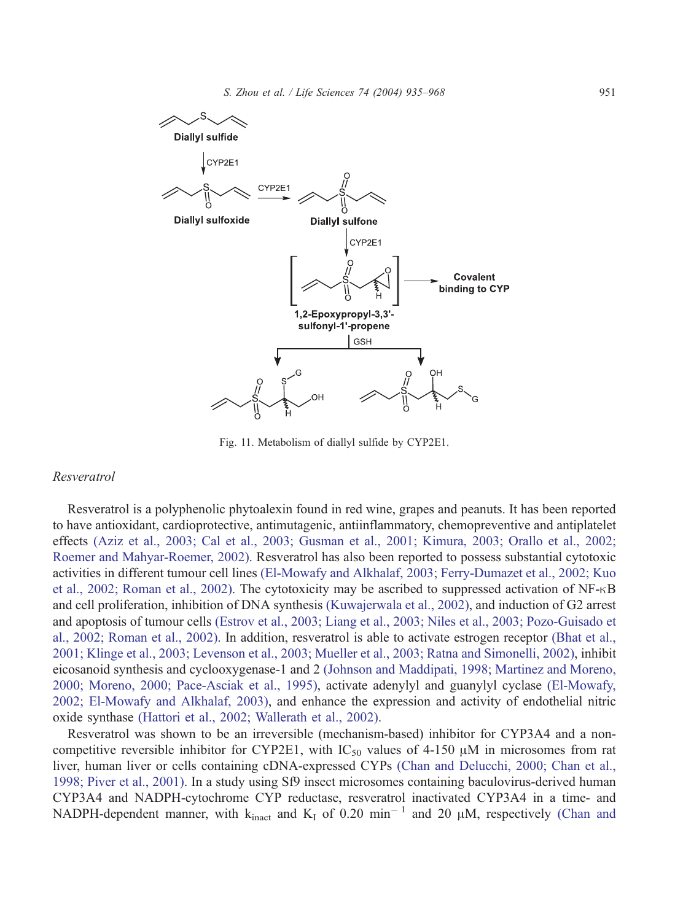Fig. 11. Metabolism of diallyl sulfide by CYP2E1.

*Resveratrol*

Resveratrol is a polyphenolic phytoalexin found in red wine, grapes and peanuts. It has been reported to have antioxidant, cardioprotective, antimutagenic, antiinflammatory, chemopreventive and antiplatelet effects (Aziz et al., 2003; Cal et al., 2003; Gusman et al., 2001; Kimura, 2003; Orallo et al., 2002; Roemer and Mahyar-Roemer, 2002). Resveratrol has also been reported to possess substantial cytotoxic activities in different tumour cell lines (El-Mowafy and Alkhalaf, 2003; Ferry-Dumazet et al., 2002; Kuo et al., 2002; Roman et al., 2002). The cytotoxicity may be ascribed to suppressed activation of NF-κB and cell proliferation, inhibition of DNA synthesis (Kuwajerwala et al., 2002), and induction of G2 arrest and apoptosis of tumour cells (Estrov et al., 2003; Liang et al., 2003; Niles et al., 2003; Pozo-Guisado et al., 2002; Roman et al., 2002). In addition, resveratrol is able to activate estrogen receptor (Bhat et al., 2001; Klinge et al., 2003; Levenson et al., 2003; Mueller et al., 2003; Ratna and Simonelli, 2002), inhibit eicosanoid synthesis and cyclooxygenase-1 and 2 (Johnson and Maddipati, 1998; Martinez and Moreno, 2000; Moreno, 2000; Pace-Asciak et al., 1995), activate adenylyl and guanylyl cyclase (El-Mowafy, 2002; El-Mowafy and Alkhalaf, 2003), and enhance the expression and activity of endothelial nitric oxide synthase (Hattori et al., 2002; Wallerath et al., 2002).

Resveratrol was shown to be an irreversible (mechanism-based) inhibitor for CYP3A4 and a non-competitive reversible inhibitor for CYP2E1, with $IC_{50}$ values of 4-150 μM in microsomes from rat liver, human liver or cells containing cDNA-expressed CYPs (Chan and Delucchi, 2000; Chan et al., 1998; Piver et al., 2001). In a study using Sf9 insect microsomes containing baculovirus-derived human CYP3A4 and NADPH-cytochrome CYP reductase, resveratrol inactivated CYP3A4 in a time- and NADPH-dependent manner, with $k_{inact}$ and $K_I$ of 0.20 $min^{-1}$ and 20 μM, respectively (Chan and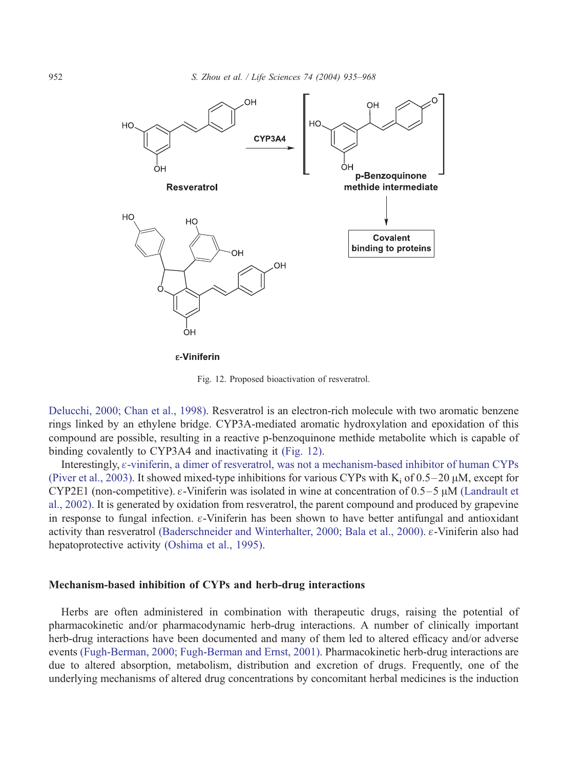Fig. 12. Proposed bioactivation of resveratrol.

Delucchi, 2000; Chan et al., 1998). Resveratrol is an electron-rich molecule with two aromatic benzene rings linked by an ethylene bridge. CYP3A-mediated aromatic hydroxylation and epoxidation of this compound are possible, resulting in a reactive p-benzoquinone methide metabolite which is capable of binding covalently to CYP3A4 and inactivating it (Fig. 12).

Interestingly, ε-viniferin, a dimer of resveratrol, was not a mechanism-based inhibitor of human CYPs (Piver et al., 2003). It showed mixed-type inhibitions for various CYPs with $K_i$ of 0.5–20 μM, except for CYP2E1 (non-competitive). ε-Viniferin was isolated in wine at concentration of 0.5–5 μM (Landrault et al., 2002). It is generated by oxidation from resveratrol, the parent compound and produced by grapevine in response to fungal infection. ε-Viniferin has been shown to have better antifungal and antioxidant activity than resveratrol (Baderschneider and Winterhalter, 2000; Bala et al., 2000). ε-Viniferin also had hepatoprotective activity (Oshima et al., 1995).

## Mechanism-based inhibition of CYPs and herb-drug interactions

Herbs are often administered in combination with therapeutic drugs, raising the potential of pharmacokinetic and/or pharmacodynamic herb-drug interactions. A number of clinically important herb-drug interactions have been documented and many of them led to altered efficacy and/or adverse events (Fugh-Berman, 2000; Fugh-Berman and Ernst, 2001). Pharmacokinetic herb-drug interactions are due to altered absorption, metabolism, distribution and excretion of drugs. Frequently, one of the underlying mechanisms of altered drug concentrations by concomitant herbal medicines is the induction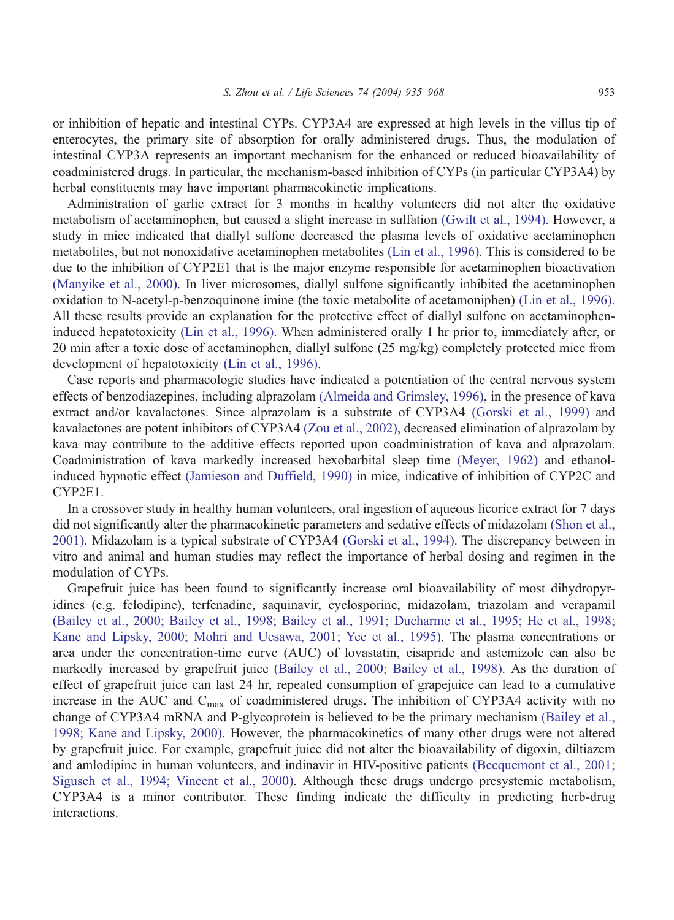or inhibition of hepatic and intestinal CYPs. CYP3A4 are expressed at high levels in the villus tip of enterocytes, the primary site of absorption for orally administered drugs. Thus, the modulation of intestinal CYP3A represents an important mechanism for the enhanced or reduced bioavailability of coadministered drugs. In particular, the mechanism-based inhibition of CYPs (in particular CYP3A4) by herbal constituents may have important pharmacokinetic implications.

Administration of garlic extract for 3 months in healthy volunteers did not alter the oxidative metabolism of acetaminophen, but caused a slight increase in sulfation (Gwilt et al., 1994). However, a study in mice indicated that diallyl sulfone decreased the plasma levels of oxidative acetaminophen metabolites, but not nonoxidative acetaminophen metabolites (Lin et al., 1996). This is considered to be due to the inhibition of CYP2E1 that is the major enzyme responsible for acetaminophen bioactivation (Manyike et al., 2000). In liver microsomes, diallyl sulfone significantly inhibited the acetaminophen oxidation to N-acetyl-p-benzoquinone imine (the toxic metabolite of acetamoniphen) (Lin et al., 1996). All these results provide an explanation for the protective effect of diallyl sulfone on acetaminophen-induced hepatotoxicity (Lin et al., 1996). When administered orally 1 hr prior to, immediately after, or 20 min after a toxic dose of acetaminophen, diallyl sulfone (25 mg/kg) completely protected mice from development of hepatotoxicity (Lin et al., 1996).

Case reports and pharmacologic studies have indicated a potentiation of the central nervous system effects of benzodiazepines, including alprazolam (Almeida and Grimsley, 1996), in the presence of kava extract and/or kavalactones. Since alprazolam is a substrate of CYP3A4 (Gorski et al., 1999) and kavalactones are potent inhibitors of CYP3A4 (Zou et al., 2002), decreased elimination of alprazolam by kava may contribute to the additive effects reported upon coadministration of kava and alprazolam. Coadministration of kava markedly increased hexobarbital sleep time (Meyer, 1962) and ethanol-induced hypnotic effect (Jamieson and Duffield, 1990) in mice, indicative of inhibition of CYP2C and CYP2E1.

In a crossover study in healthy human volunteers, oral ingestion of aqueous licorice extract for 7 days did not significantly alter the pharmacokinetic parameters and sedative effects of midazolam (Shon et al., 2001). Midazolam is a typical substrate of CYP3A4 (Gorski et al., 1994). The discrepancy between in vitro and animal and human studies may reflect the importance of herbal dosing and regimen in the modulation of CYPs.

Grapefruit juice has been found to significantly increase oral bioavailability of most dihydropyridines (e.g. felodipine), terfenadine, saquinavir, cyclosporine, midazolam, triazolam and verapamil (Bailey et al., 2000; Bailey et al., 1998; Bailey et al., 1991; Ducharme et al., 1995; He et al., 1998; Kane and Lipsky, 2000; Mohri and Uesawa, 2001; Yee et al., 1995). The plasma concentrations or area under the concentration-time curve (AUC) of lovastatin, cisapride and astemizole can also be markedly increased by grapefruit juice (Bailey et al., 2000; Bailey et al., 1998). As the duration of effect of grapefruit juice can last 24 hr, repeated consumption of grapejuice can lead to a cumulative increase in the AUC and $C_{max}$ of coadministered drugs. The inhibition of CYP3A4 activity with no change of CYP3A4 mRNA and P-glycoprotein is believed to be the primary mechanism (Bailey et al., 1998; Kane and Lipsky, 2000). However, the pharmacokinetics of many other drugs were not altered by grapefruit juice. For example, grapefruit juice did not alter the bioavailability of digoxin, diltiazem and amlodipine in human volunteers, and indinavir in HIV-positive patients (Becquemont et al., 2001; Sigusch et al., 1994; Vincent et al., 2000). Although these drugs undergo presystemic metabolism, CYP3A4 is a minor contributor. These finding indicate the difficulty in predicting herb-drug interactions.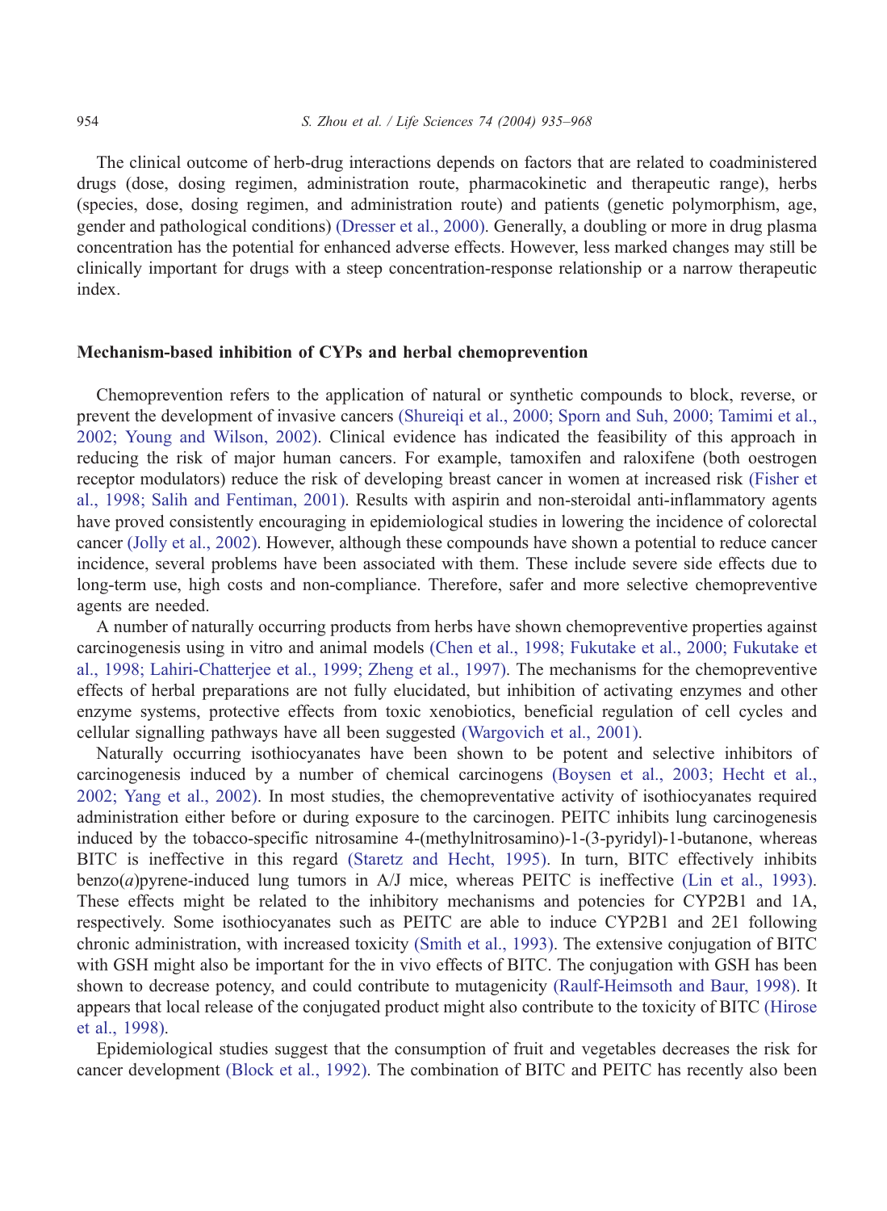The clinical outcome of herb-drug interactions depends on factors that are related to coadministered drugs (dose, dosing regimen, administration route, pharmacokinetic and therapeutic range), herbs (species, dose, dosing regimen, and administration route) and patients (genetic polymorphism, age, gender and pathological conditions) (Dresser et al., 2000). Generally, a doubling or more in drug plasma concentration has the potential for enhanced adverse effects. However, less marked changes may still be clinically important for drugs with a steep concentration-response relationship or a narrow therapeutic index.

## Mechanism-based inhibition of CYPs and herbal chemoprevention

Chemoprevention refers to the application of natural or synthetic compounds to block, reverse, or prevent the development of invasive cancers (Shureiqi et al., 2000; Sporn and Suh, 2000; Tamimi et al., 2002; Young and Wilson, 2002). Clinical evidence has indicated the feasibility of this approach in reducing the risk of major human cancers. For example, tamoxifen and raloxifene (both oestrogen receptor modulators) reduce the risk of developing breast cancer in women at increased risk (Fisher et al., 1998; Salih and Fentiman, 2001). Results with aspirin and non-steroidal anti-inflammatory agents have proved consistently encouraging in epidemiological studies in lowering the incidence of colorectal cancer (Jolly et al., 2002). However, although these compounds have shown a potential to reduce cancer incidence, several problems have been associated with them. These include severe side effects due to long-term use, high costs and non-compliance. Therefore, safer and more selective chemopreventive agents are needed.

A number of naturally occurring products from herbs have shown chemopreventive properties against carcinogenesis using in vitro and animal models (Chen et al., 1998; Fukutake et al., 2000; Fukutake et al., 1998; Lahiri-Chatterjee et al., 1999; Zheng et al., 1997). The mechanisms for the chemopreventive effects of herbal preparations are not fully elucidated, but inhibition of activating enzymes and other enzyme systems, protective effects from toxic xenobiotics, beneficial regulation of cell cycles and cellular signalling pathways have all been suggested (Wargovich et al., 2001).

Naturally occurring isothiocyanates have been shown to be potent and selective inhibitors of carcinogenesis induced by a number of chemical carcinogens (Boysen et al., 2003; Hecht et al., 2002; Yang et al., 2002). In most studies, the chemopreventative activity of isothiocyanates required administration either before or during exposure to the carcinogen. PEITC inhibits lung carcinogenesis induced by the tobacco-specific nitrosamine 4-(methylnitrosamino)-1-(3-pyridyl)-1-butanone, whereas BITC is ineffective in this regard (Staretz and Hecht, 1995). In turn, BITC effectively inhibits benzo(*a*)pyrene-induced lung tumors in A/J mice, whereas PEITC is ineffective (Lin et al., 1993). These effects might be related to the inhibitory mechanisms and potencies for CYP2B1 and 1A, respectively. Some isothiocyanates such as PEITC are able to induce CYP2B1 and 2E1 following chronic administration, with increased toxicity (Smith et al., 1993). The extensive conjugation of BITC with GSH might also be important for the in vivo effects of BITC. The conjugation with GSH has been shown to decrease potency, and could contribute to mutagenicity (Raulf-Heimsoth and Baur, 1998). It appears that local release of the conjugated product might also contribute to the toxicity of BITC (Hirose et al., 1998).

Epidemiological studies suggest that the consumption of fruit and vegetables decreases the risk for cancer development (Block et al., 1992). The combination of BITC and PEITC has recently also been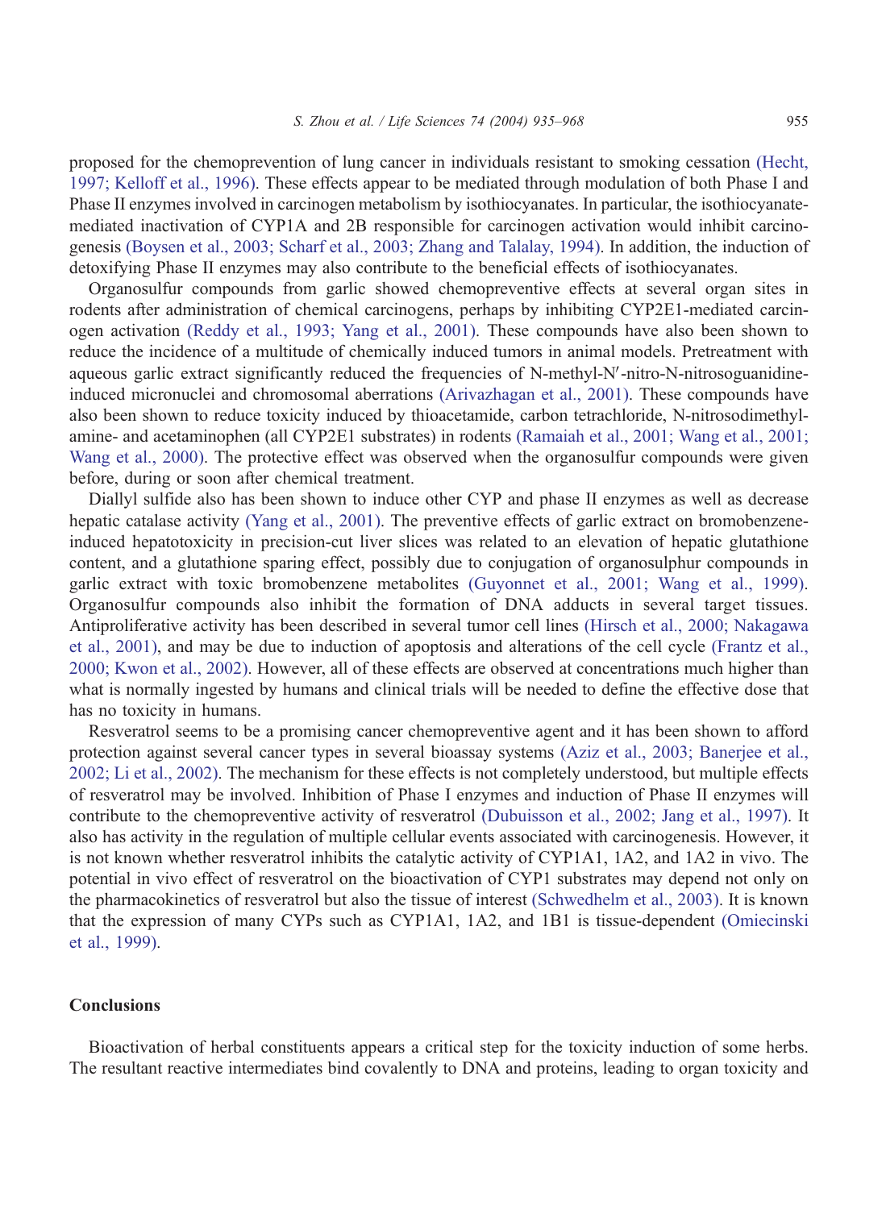proposed for the chemoprevention of lung cancer in individuals resistant to smoking cessation (Hecht, 1997; Kelloff et al., 1996). These effects appear to be mediated through modulation of both Phase I and Phase II enzymes involved in carcinogen metabolism by isothiocyanates. In particular, the isothiocyanate-mediated inactivation of CYP1A and 2B responsible for carcinogen activation would inhibit carcinogenesis (Boysen et al., 2003; Scharf et al., 2003; Zhang and Talalay, 1994). In addition, the induction of detoxifying Phase II enzymes may also contribute to the beneficial effects of isothiocyanates.

Organosulfur compounds from garlic showed chemopreventive effects at several organ sites in rodents after administration of chemical carcinogens, perhaps by inhibiting CYP2E1-mediated carcinogen activation (Reddy et al., 1993; Yang et al., 2001). These compounds have also been shown to reduce the incidence of a multitude of chemically induced tumors in animal models. Pretreatment with aqueous garlic extract significantly reduced the frequencies of N-methyl-N′-nitro-N-nitrosoguanidine-induced micronuclei and chromosomal aberrations (Arivazhagan et al., 2001). These compounds have also been shown to reduce toxicity induced by thioacetamide, carbon tetrachloride, N-nitrosodimethylamine- and acetaminophen (all CYP2E1 substrates) in rodents (Ramaiah et al., 2001; Wang et al., 2001; Wang et al., 2000). The protective effect was observed when the organosulfur compounds were given before, during or soon after chemical treatment.

Diallyl sulfide also has been shown to induce other CYP and phase II enzymes as well as decrease hepatic catalase activity (Yang et al., 2001). The preventive effects of garlic extract on bromobenzene-induced hepatotoxicity in precision-cut liver slices was related to an elevation of hepatic glutathione content, and a glutathione sparing effect, possibly due to conjugation of organosulphur compounds in garlic extract with toxic bromobenzene metabolites (Guyonnet et al., 2001; Wang et al., 1999). Organosulfur compounds also inhibit the formation of DNA adducts in several target tissues. Antiproliferative activity has been described in several tumor cell lines (Hirsch et al., 2000; Nakagawa et al., 2001), and may be due to induction of apoptosis and alterations of the cell cycle (Frantz et al., 2000; Kwon et al., 2002). However, all of these effects are observed at concentrations much higher than what is normally ingested by humans and clinical trials will be needed to define the effective dose that has no toxicity in humans.

Resveratrol seems to be a promising cancer chemopreventive agent and it has been shown to afford protection against several cancer types in several bioassay systems (Aziz et al., 2003; Banerjee et al., 2002; Li et al., 2002). The mechanism for these effects is not completely understood, but multiple effects of resveratrol may be involved. Inhibition of Phase I enzymes and induction of Phase II enzymes will contribute to the chemopreventive activity of resveratrol (Dubuisson et al., 2002; Jang et al., 1997). It also has activity in the regulation of multiple cellular events associated with carcinogenesis. However, it is not known whether resveratrol inhibits the catalytic activity of CYP1A1, 1A2, and 1A2 in vivo. The potential in vivo effect of resveratrol on the bioactivation of CYP1 substrates may depend not only on the pharmacokinetics of resveratrol but also the tissue of interest (Schwedhelm et al., 2003). It is known that the expression of many CYPs such as CYP1A1, 1A2, and 1B1 is tissue-dependent (Omiecinski et al., 1999).

## Conclusions

Bioactivation of herbal constituents appears a critical step for the toxicity induction of some herbs. The resultant reactive intermediates bind covalently to DNA and proteins, leading to organ toxicity and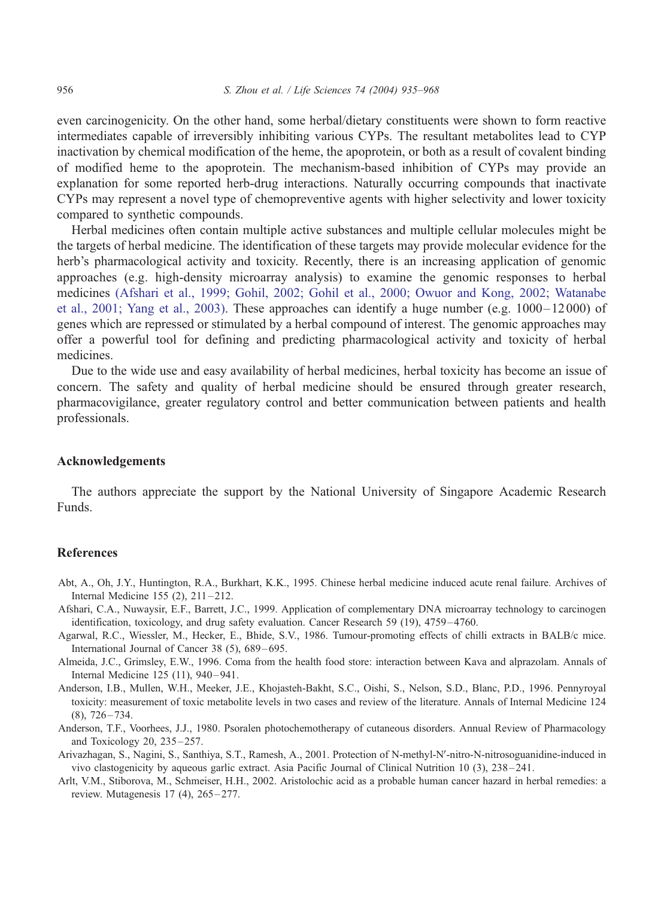even carcinogenicity. On the other hand, some herbal/dietary constituents were shown to form reactive intermediates capable of irreversibly inhibiting various CYPs. The resultant metabolites lead to CYP inactivation by chemical modification of the heme, the apoprotein, or both as a result of covalent binding of modified heme to the apoprotein. The mechanism-based inhibition of CYPs may provide an explanation for some reported herb-drug interactions. Naturally occurring compounds that inactivate CYPs may represent a novel type of chemopreventive agents with higher selectivity and lower toxicity compared to synthetic compounds.

Herbal medicines often contain multiple active substances and multiple cellular molecules might be the targets of herbal medicine. The identification of these targets may provide molecular evidence for the herb's pharmacological activity and toxicity. Recently, there is an increasing application of genomic approaches (e.g. high-density microarray analysis) to examine the genomic responses to herbal medicines (Afshari et al., 1999; Gohil, 2002; Gohil et al., 2000; Owuor and Kong, 2002; Watanabe et al., 2001; Yang et al., 2003). These approaches can identify a huge number (e.g. 1000–12 000) of genes which are repressed or stimulated by a herbal compound of interest. The genomic approaches may offer a powerful tool for defining and predicting pharmacological activity and toxicity of herbal medicines.

Due to the wide use and easy availability of herbal medicines, herbal toxicity has become an issue of concern. The safety and quality of herbal medicine should be ensured through greater research, pharmacovigilance, greater regulatory control and better communication between patients and health professionals.

## Acknowledgements

The authors appreciate the support by the National University of Singapore Academic Research Funds.

## References

Abt, A., Oh, J.Y., Huntington, R.A., Burkhart, K.K., 1995. Chinese herbal medicine induced acute renal failure. Archives of Internal Medicine 155 (2), 211–212.

Afshari, C.A., Nuwaysir, E.F., Barrett, J.C., 1999. Application of complementary DNA microarray technology to carcinogen identification, toxicology, and drug safety evaluation. Cancer Research 59 (19), 4759–4760.

Agarwal, R.C., Wiessler, M., Hecker, E., Bhide, S.V., 1986. Tumour-promoting effects of chilli extracts in BALB/c mice. International Journal of Cancer 38 (5), 689–695.

Almeida, J.C., Grimsley, E.W., 1996. Coma from the health food store: interaction between Kava and alprazolam. Annals of Internal Medicine 125 (11), 940–941.

Anderson, I.B., Mullen, W.H., Meeker, J.E., Khojasteh-Bakht, S.C., Oishi, S., Nelson, S.D., Blanc, P.D., 1996. Pennyroyal toxicity: measurement of toxic metabolite levels in two cases and review of the literature. Annals of Internal Medicine 124 (8), 726–734.

Anderson, T.F., Voorhees, J.J., 1980. Psoralen photochemotherapy of cutaneous disorders. Annual Review of Pharmacology and Toxicology 20, 235–257.

Arivazhagan, S., Nagini, S., Santhiya, S.T., Ramesh, A., 2001. Protection of N-methyl-N′-nitro-N-nitrosoguanidine-induced in vivo clastogenicity by aqueous garlic extract. Asia Pacific Journal of Clinical Nutrition 10 (3), 238–241.

Arlt, V.M., Stiborova, M., Schmeiser, H.H., 2002. Aristolochic acid as a probable human cancer hazard in herbal remedies: a review. Mutagenesis 17 (4), 265–277.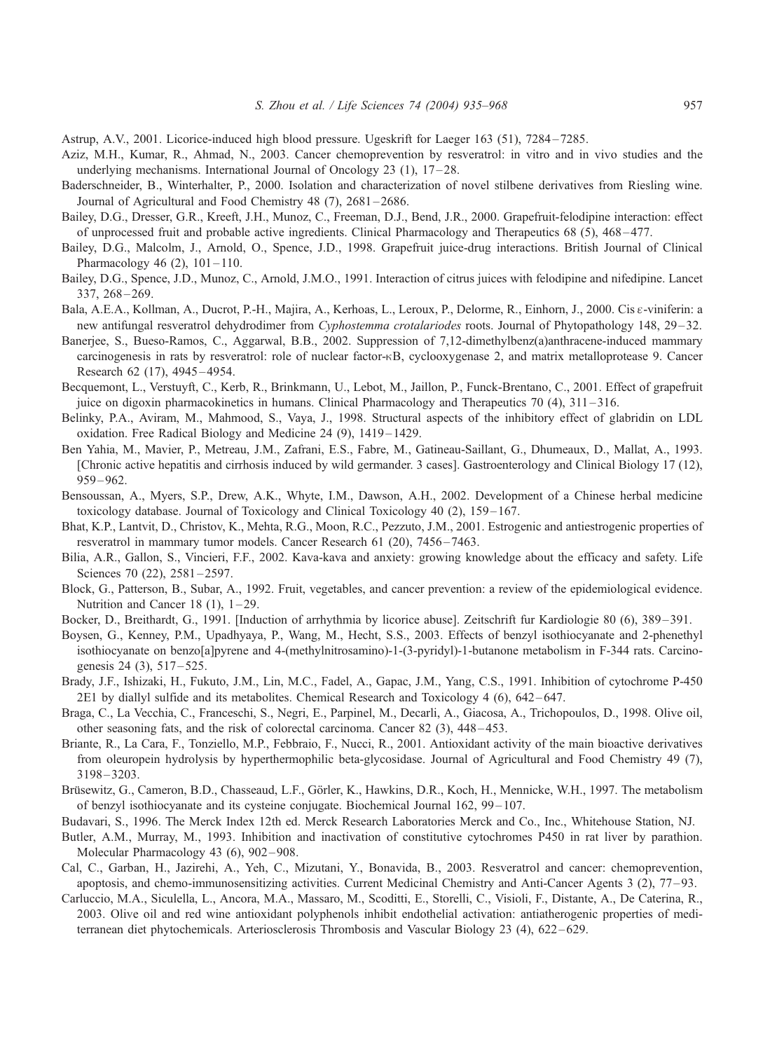Astrup, A.V., 2001. Licorice-induced high blood pressure. Ugeskrift for Laeger 163 (51), 7284–7285.

Aziz, M.H., Kumar, R., Ahmad, N., 2003. Cancer chemoprevention by resveratrol: in vitro and in vivo studies and the underlying mechanisms. International Journal of Oncology 23 (1), 17–28.

Baderschneider, B., Winterhalter, P., 2000. Isolation and characterization of novel stilbene derivatives from Riesling wine. Journal of Agricultural and Food Chemistry 48 (7), 2681–2686.

Bailey, D.G., Dresser, G.R., Kreeft, J.H., Munoz, C., Freeman, D.J., Bend, J.R., 2000. Grapefruit-felodipine interaction: effect of unprocessed fruit and probable active ingredients. Clinical Pharmacology and Therapeutics 68 (5), 468–477.

Bailey, D.G., Malcolm, J., Arnold, O., Spence, J.D., 1998. Grapefruit juice-drug interactions. British Journal of Clinical Pharmacology 46 (2), 101–110.

Bailey, D.G., Spence, J.D., Munoz, C., Arnold, J.M.O., 1991. Interaction of citrus juices with felodipine and nifedipine. Lancet 337, 268–269.

Bala, A.E.A., Kollman, A., Ducrot, P.-H., Majira, A., Kerhoas, L., Leroux, P., Delorme, R., Einhorn, J., 2000. Cis ε-viniferin: a new antifungal resveratrol dehydrodimer from *Cyphostemma crotalariodes* roots. Journal of Phytopathology 148, 29–32.

Banerjee, S., Bueso-Ramos, C., Aggarwal, B.B., 2002. Suppression of 7,12-dimethylbenz(a)anthracene-induced mammary carcinogenesis in rats by resveratrol: role of nuclear factor-κB, cyclooxygenase 2, and matrix metalloprotease 9. Cancer Research 62 (17), 4945–4954.

Becquemont, L., Verstuyft, C., Kerb, R., Brinkmann, U., Lebot, M., Jaillon, P., Funck-Brentano, C., 2001. Effect of grapefruit juice on digoxin pharmacokinetics in humans. Clinical Pharmacology and Therapeutics 70 (4), 311–316.

Belinky, P.A., Aviram, M., Mahmood, S., Vaya, J., 1998. Structural aspects of the inhibitory effect of glabridin on LDL oxidation. Free Radical Biology and Medicine 24 (9), 1419–1429.

Ben Yahia, M., Mavier, P., Metreau, J.M., Zafrani, E.S., Fabre, M., Gatineau-Saillant, G., Dhumeaux, D., Mallat, A., 1993. [Chronic active hepatitis and cirrhosis induced by wild germander. 3 cases]. Gastroenterology and Clinical Biology 17 (12), 959–962.

Bensoussan, A., Myers, S.P., Drew, A.K., Whyte, I.M., Dawson, A.H., 2002. Development of a Chinese herbal medicine toxicology database. Journal of Toxicology and Clinical Toxicology 40 (2), 159–167.

Bhat, K.P., Lantvit, D., Christov, K., Mehta, R.G., Moon, R.C., Pezzuto, J.M., 2001. Estrogenic and antiestrogenic properties of resveratrol in mammary tumor models. Cancer Research 61 (20), 7456–7463.

Bilia, A.R., Gallon, S., Vincieri, F.F., 2002. Kava-kava and anxiety: growing knowledge about the efficacy and safety. Life Sciences 70 (22), 2581–2597.

Block, G., Patterson, B., Subar, A., 1992. Fruit, vegetables, and cancer prevention: a review of the epidemiological evidence. Nutrition and Cancer 18 (1), 1–29.

Bocker, D., Breithardt, G., 1991. [Induction of arrhythmia by licorice abuse]. Zeitschrift fur Kardiologie 80 (6), 389–391.

Boysen, G., Kenney, P.M., Upadhyaya, P., Wang, M., Hecht, S.S., 2003. Effects of benzyl isothiocyanate and 2-phenethyl isothiocyanate on benzo[a]pyrene and 4-(methylnitrosamino)-1-(3-pyridyl)-1-butanone metabolism in F-344 rats. Carcinogenesis 24 (3), 517–525.

Brady, J.F., Ishizaki, H., Fukuto, J.M., Lin, M.C., Fadel, A., Gapac, J.M., Yang, C.S., 1991. Inhibition of cytochrome P-450 2E1 by diallyl sulfide and its metabolites. Chemical Research and Toxicology 4 (6), 642–647.

Braga, C., La Vecchia, C., Franceschi, S., Negri, E., Parpinel, M., Decarli, A., Giacosa, A., Trichopoulos, D., 1998. Olive oil, other seasoning fats, and the risk of colorectal carcinoma. Cancer 82 (3), 448–453.

Briante, R., La Cara, F., Tonziello, M.P., Febbraio, F., Nucci, R., 2001. Antioxidant activity of the main bioactive derivatives from oleuropein hydrolysis by hyperthermophilic beta-glycosidase. Journal of Agricultural and Food Chemistry 49 (7), 3198–3203.

Brüsewitz, G., Cameron, B.D., Chasseaud, L.F., Görler, K., Hawkins, D.R., Koch, H., Mennicke, W.H., 1997. The metabolism of benzyl isothiocyanate and its cysteine conjugate. Biochemical Journal 162, 99–107.

Budavari, S., 1996. The Merck Index 12th ed. Merck Research Laboratories Merck and Co., Inc., Whitehouse Station, NJ.

Butler, A.M., Murray, M., 1993. Inhibition and inactivation of constitutive cytochromes P450 in rat liver by parathion. Molecular Pharmacology 43 (6), 902–908.

Cal, C., Garban, H., Jazirehi, A., Yeh, C., Mizutani, Y., Bonavida, B., 2003. Resveratrol and cancer: chemoprevention, apoptosis, and chemo-immunosensitizing activities. Current Medicinal Chemistry and Anti-Cancer Agents 3 (2), 77–93.

Carluccio, M.A., Siculella, L., Ancora, M.A., Massaro, M., Scoditti, E., Storelli, C., Visioli, F., Distante, A., De Caterina, R., 2003. Olive oil and red wine antioxidant polyphenols inhibit endothelial activation: antiatherogenic properties of mediterranean diet phytochemicals. Arteriosclerosis Thrombosis and Vascular Biology 23 (4), 622–629.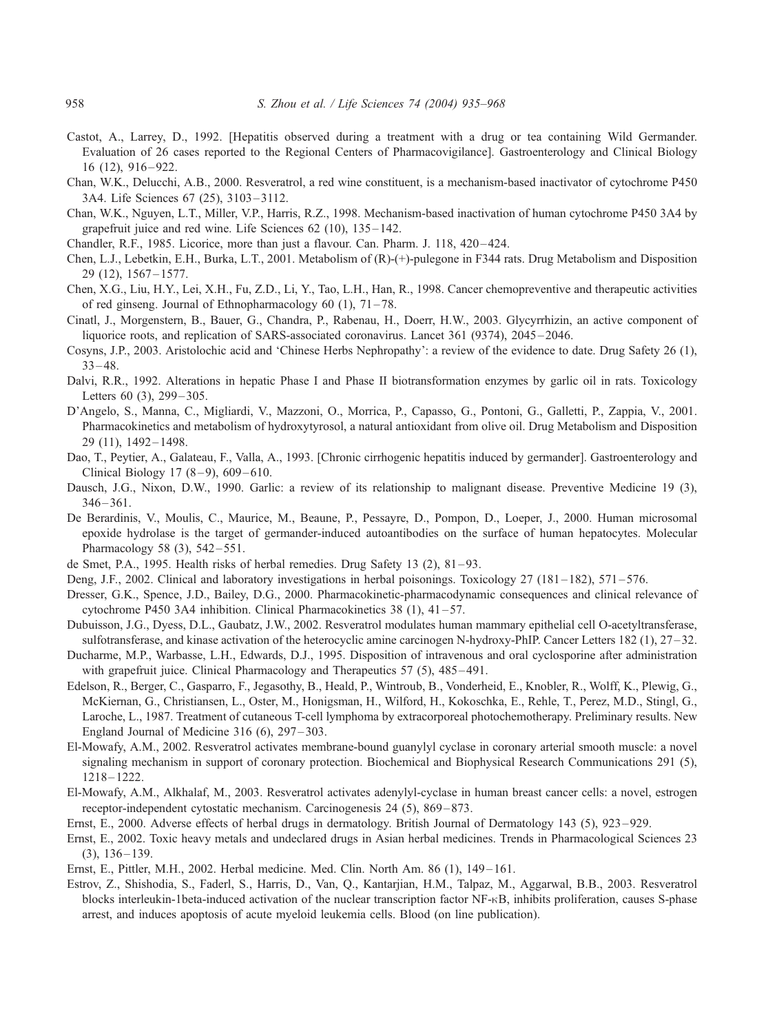Castot, A., Larrey, D., 1992. [Hepatitis observed during a treatment with a drug or tea containing Wild Germander. Evaluation of 26 cases reported to the Regional Centers of Pharmacovigilance]. Gastroenterology and Clinical Biology 16 (12), 916–922.

Chan, W.K., Delucchi, A.B., 2000. Resveratrol, a red wine constituent, is a mechanism-based inactivator of cytochrome P450 3A4. Life Sciences 67 (25), 3103–3112.

Chan, W.K., Nguyen, L.T., Miller, V.P., Harris, R.Z., 1998. Mechanism-based inactivation of human cytochrome P450 3A4 by grapefruit juice and red wine. Life Sciences 62 (10), 135–142.

Chandler, R.F., 1985. Licorice, more than just a flavour. Can. Pharm. J. 118, 420–424.

Chen, L.J., Lebetkin, E.H., Burka, L.T., 2001. Metabolism of (R)-(+)-pulegone in F344 rats. Drug Metabolism and Disposition 29 (12), 1567–1577.

Chen, X.G., Liu, H.Y., Lei, X.H., Fu, Z.D., Li, Y., Tao, L.H., Han, R., 1998. Cancer chemopreventive and therapeutic activities of red ginseng. Journal of Ethnopharmacology 60 (1), 71–78.

Cinatl, J., Morgenstern, B., Bauer, G., Chandra, P., Rabenau, H., Doerr, H.W., 2003. Glycyrrhizin, an active component of liquorice roots, and replication of SARS-associated coronavirus. Lancet 361 (9374), 2045–2046.

Cosyns, J.P., 2003. Aristolochic acid and 'Chinese Herbs Nephropathy': a review of the evidence to date. Drug Safety 26 (1), 33–48.

Dalvi, R.R., 1992. Alterations in hepatic Phase I and Phase II biotransformation enzymes by garlic oil in rats. Toxicology Letters 60 (3), 299–305.

D'Angelo, S., Manna, C., Migliardi, V., Mazzoni, O., Morrica, P., Capasso, G., Pontoni, G., Galletti, P., Zappia, V., 2001. Pharmacokinetics and metabolism of hydroxytyrosol, a natural antioxidant from olive oil. Drug Metabolism and Disposition 29 (11), 1492–1498.

Dao, T., Peytier, A., Galateau, F., Valla, A., 1993. [Chronic cirrhogenic hepatitis induced by germander]. Gastroenterology and Clinical Biology 17 (8–9), 609–610.

Dausch, J.G., Nixon, D.W., 1990. Garlic: a review of its relationship to malignant disease. Preventive Medicine 19 (3), 346–361.

De Berardinis, V., Moulis, C., Maurice, M., Beaune, P., Pessayre, D., Pompon, D., Loeper, J., 2000. Human microsomal epoxide hydrolase is the target of germander-induced autoantibodies on the surface of human hepatocytes. Molecular Pharmacology 58 (3), 542–551.

de Smet, P.A., 1995. Health risks of herbal remedies. Drug Safety 13 (2), 81–93.

Deng, J.F., 2002. Clinical and laboratory investigations in herbal poisonings. Toxicology 27 (181–182), 571–576.

Dresser, G.K., Spence, J.D., Bailey, D.G., 2000. Pharmacokinetic-pharmacodynamic consequences and clinical relevance of cytochrome P450 3A4 inhibition. Clinical Pharmacokinetics 38 (1), 41–57.

Dubuisson, J.G., Dyess, D.L., Gaubatz, J.W., 2002. Resveratrol modulates human mammary epithelial cell O-acetyltransferase, sulfotransferase, and kinase activation of the heterocyclic amine carcinogen N-hydroxy-PhIP. Cancer Letters 182 (1), 27–32.

Ducharme, M.P., Warbasse, L.H., Edwards, D.J., 1995. Disposition of intravenous and oral cyclosporine after administration with grapefruit juice. Clinical Pharmacology and Therapeutics 57 (5), 485–491.

Edelson, R., Berger, C., Gasparro, F., Jegasothy, B., Heald, P., Wintroub, B., Vonderheid, E., Knobler, R., Wolff, K., Plewig, G., McKiernan, G., Christiansen, L., Oster, M., Honigsman, H., Wilford, H., Kokoschka, E., Rehle, T., Perez, M.D., Stingl, G., Laroche, L., 1987. Treatment of cutaneous T-cell lymphoma by extracorporeal photochemotherapy. Preliminary results. New England Journal of Medicine 316 (6), 297–303.

El-Mowafy, A.M., 2002. Resveratrol activates membrane-bound guanylyl cyclase in coronary arterial smooth muscle: a novel signaling mechanism in support of coronary protection. Biochemical and Biophysical Research Communications 291 (5), 1218–1222.

El-Mowafy, A.M., Alkhalaf, M., 2003. Resveratrol activates adenylyl-cyclase in human breast cancer cells: a novel, estrogen receptor-independent cytostatic mechanism. Carcinogenesis 24 (5), 869–873.

Ernst, E., 2000. Adverse effects of herbal drugs in dermatology. British Journal of Dermatology 143 (5), 923–929.

Ernst, E., 2002. Toxic heavy metals and undeclared drugs in Asian herbal medicines. Trends in Pharmacological Sciences 23 (3), 136–139.

Ernst, E., Pittler, M.H., 2002. Herbal medicine. Med. Clin. North Am. 86 (1), 149–161.

Estrov, Z., Shishodia, S., Faderl, S., Harris, D., Van, Q., Kantarjian, H.M., Talpaz, M., Aggarwal, B.B., 2003. Resveratrol blocks interleukin-1beta-induced activation of the nuclear transcription factor NF-κB, inhibits proliferation, causes S-phase arrest, and induces apoptosis of acute myeloid leukemia cells. Blood (on line publication).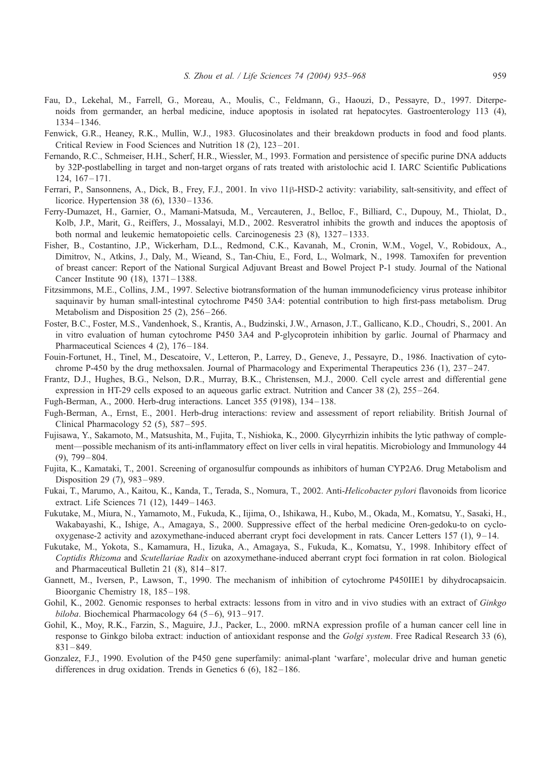Fau, D., Lekehal, M., Farrell, G., Moreau, A., Moulis, C., Feldmann, G., Haouzi, D., Pessayre, D., 1997. Diterpenoids from germander, an herbal medicine, induce apoptosis in isolated rat hepatocytes. Gastroenterology 113 (4), 1334–1346.

Fenwick, G.R., Heaney, R.K., Mullin, W.J., 1983. Glucosinolates and their breakdown products in food and food plants. Critical Review in Food Sciences and Nutrition 18 (2), 123–201.

Fernando, R.C., Schmeiser, H.H., Scherf, H.R., Wiessler, M., 1993. Formation and persistence of specific purine DNA adducts by 32P-postlabelling in target and non-target organs of rats treated with aristolochic acid I. IARC Scientific Publications 124, 167–171.

Ferrari, P., Sansonnens, A., Dick, B., Frey, F.J., 2001. In vivo 11β-HSD-2 activity: variability, salt-sensitivity, and effect of licorice. Hypertension 38 (6), 1330–1336.

Ferry-Dumazet, H., Garnier, O., Mamani-Matsuda, M., Vercauteren, J., Belloc, F., Billiard, C., Dupouy, M., Thiolat, D., Kolb, J.P., Marit, G., Reiffers, J., Mossalayi, M.D., 2002. Resveratrol inhibits the growth and induces the apoptosis of both normal and leukemic hematopoietic cells. Carcinogenesis 23 (8), 1327–1333.

Fisher, B., Costantino, J.P., Wickerham, D.L., Redmond, C.K., Kavanah, M., Cronin, W.M., Vogel, V., Robidoux, A., Dimitrov, N., Atkins, J., Daly, M., Wieand, S., Tan-Chiu, E., Ford, L., Wolmark, N., 1998. Tamoxifen for prevention of breast cancer: Report of the National Surgical Adjuvant Breast and Bowel Project P-1 study. Journal of the National Cancer Institute 90 (18), 1371–1388.

Fitzsimmons, M.E., Collins, J.M., 1997. Selective biotransformation of the human immunodeficiency virus protease inhibitor saquinavir by human small-intestinal cytochrome P450 3A4: potential contribution to high first-pass metabolism. Drug Metabolism and Disposition 25 (2), 256–266.

Foster, B.C., Foster, M.S., Vandenhoek, S., Krantis, A., Budzinski, J.W., Arnason, J.T., Gallicano, K.D., Choudri, S., 2001. An in vitro evaluation of human cytochrome P450 3A4 and P-glycoprotein inhibition by garlic. Journal of Pharmacy and Pharmaceutical Sciences 4 (2), 176–184.

Fouin-Fortunet, H., Tinel, M., Descatoire, V., Letteron, P., Larrey, D., Geneve, J., Pessayre, D., 1986. Inactivation of cytochrome P-450 by the drug methoxsalen. Journal of Pharmacology and Experimental Therapeutics 236 (1), 237–247.

Frantz, D.J., Hughes, B.G., Nelson, D.R., Murray, B.K., Christensen, M.J., 2000. Cell cycle arrest and differential gene expression in HT-29 cells exposed to an aqueous garlic extract. Nutrition and Cancer 38 (2), 255–264.

Fugh-Berman, A., 2000. Herb-drug interactions. Lancet 355 (9198), 134–138.

Fugh-Berman, A., Ernst, E., 2001. Herb-drug interactions: review and assessment of report reliability. British Journal of Clinical Pharmacology 52 (5), 587–595.

Fujisawa, Y., Sakamoto, M., Matsushita, M., Fujita, T., Nishioka, K., 2000. Glycyrrhizin inhibits the lytic pathway of complement—possible mechanism of its anti-inflammatory effect on liver cells in viral hepatitis. Microbiology and Immunology 44 (9), 799–804.

Fujita, K., Kamataki, T., 2001. Screening of organosulfur compounds as inhibitors of human CYP2A6. Drug Metabolism and Disposition 29 (7), 983–989.

Fukai, T., Marumo, A., Kaitou, K., Kanda, T., Terada, S., Nomura, T., 2002. Anti-*Helicobacter pylori* flavonoids from licorice extract. Life Sciences 71 (12), 1449–1463.

Fukutake, M., Miura, N., Yamamoto, M., Fukuda, K., Iijima, O., Ishikawa, H., Kubo, M., Okada, M., Komatsu, Y., Sasaki, H., Wakabayashi, K., Ishige, A., Amagaya, S., 2000. Suppressive effect of the herbal medicine Oren-gedoku-to on cyclooxygenase-2 activity and azoxymethane-induced aberrant crypt foci development in rats. Cancer Letters 157 (1), 9–14.

Fukutake, M., Yokota, S., Kamamura, H., Iizuka, A., Amagaya, S., Fukuda, K., Komatsu, Y., 1998. Inhibitory effect of *Coptidis Rhizoma* and *Scutellariae Radix* on azoxymethane-induced aberrant crypt foci formation in rat colon. Biological and Pharmaceutical Bulletin 21 (8), 814–817.

Gannett, M., Iversen, P., Lawson, T., 1990. The mechanism of inhibition of cytochrome P450IIE1 by dihydrocapsaicin. Bioorganic Chemistry 18, 185–198.

Gohil, K., 2002. Genomic responses to herbal extracts: lessons from in vitro and in vivo studies with an extract of *Ginkgo biloba*. Biochemical Pharmacology 64 (5–6), 913–917.

Gohil, K., Moy, R.K., Farzin, S., Maguire, J.J., Packer, L., 2000. mRNA expression profile of a human cancer cell line in response to Ginkgo biloba extract: induction of antioxidant response and the *Golgi system*. Free Radical Research 33 (6), 831–849.

Gonzalez, F.J., 1990. Evolution of the P450 gene superfamily: animal-plant 'warfare', molecular drive and human genetic differences in drug oxidation. Trends in Genetics 6 (6), 182–186.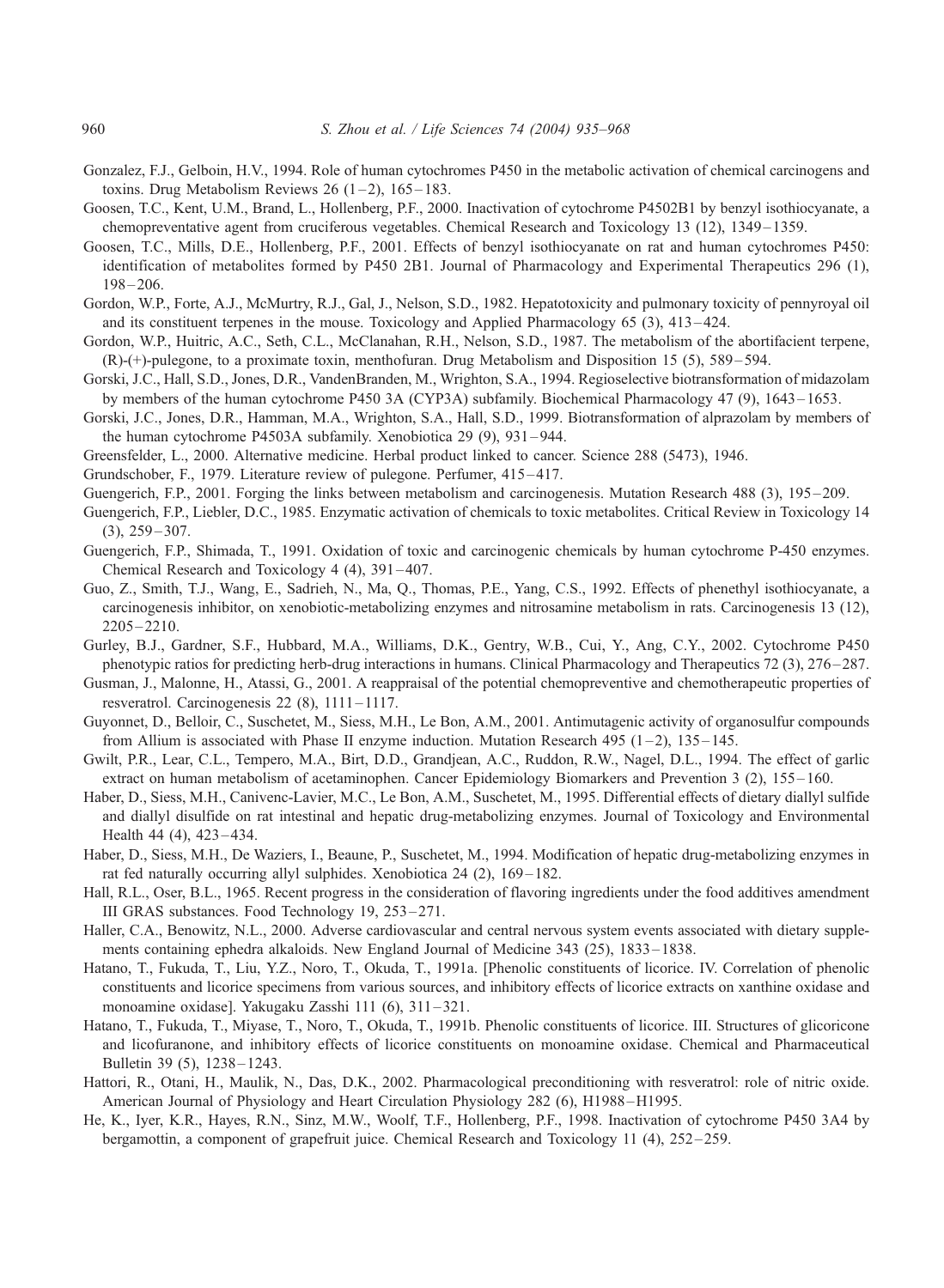Gonzalez, F.J., Gelboin, H.V., 1994. Role of human cytochromes P450 in the metabolic activation of chemical carcinogens and toxins. Drug Metabolism Reviews 26 (1–2), 165–183.

Goosen, T.C., Kent, U.M., Brand, L., Hollenberg, P.F., 2000. Inactivation of cytochrome P4502B1 by benzyl isothiocyanate, a chemopreventative agent from cruciferous vegetables. Chemical Research and Toxicology 13 (12), 1349–1359.

Goosen, T.C., Mills, D.E., Hollenberg, P.F., 2001. Effects of benzyl isothiocyanate on rat and human cytochromes P450: identification of metabolites formed by P450 2B1. Journal of Pharmacology and Experimental Therapeutics 296 (1), 198–206.

Gordon, W.P., Forte, A.J., McMurtry, R.J., Gal, J., Nelson, S.D., 1982. Hepatotoxicity and pulmonary toxicity of pennyroyal oil and its constituent terpenes in the mouse. Toxicology and Applied Pharmacology 65 (3), 413–424.

Gordon, W.P., Huitric, A.C., Seth, C.L., McClanahan, R.H., Nelson, S.D., 1987. The metabolism of the abortifacient terpene, (R)-(+)-pulegone, to a proximate toxin, menthofuran. Drug Metabolism and Disposition 15 (5), 589–594.

Gorski, J.C., Hall, S.D., Jones, D.R., VandenBranden, M., Wrighton, S.A., 1994. Regioselective biotransformation of midazolam by members of the human cytochrome P450 3A (CYP3A) subfamily. Biochemical Pharmacology 47 (9), 1643–1653.

Gorski, J.C., Jones, D.R., Hamman, M.A., Wrighton, S.A., Hall, S.D., 1999. Biotransformation of alprazolam by members of the human cytochrome P4503A subfamily. Xenobiotica 29 (9), 931–944.

Greensfelder, L., 2000. Alternative medicine. Herbal product linked to cancer. Science 288 (5473), 1946.

Grundschober, F., 1979. Literature review of pulegone. Perfumer, 415–417.

Guengerich, F.P., 2001. Forging the links between metabolism and carcinogenesis. Mutation Research 488 (3), 195–209.

Guengerich, F.P., Liebler, D.C., 1985. Enzymatic activation of chemicals to toxic metabolites. Critical Review in Toxicology 14 (3), 259–307.

Guengerich, F.P., Shimada, T., 1991. Oxidation of toxic and carcinogenic chemicals by human cytochrome P-450 enzymes. Chemical Research and Toxicology 4 (4), 391–407.

Guo, Z., Smith, T.J., Wang, E., Sadrieh, N., Ma, Q., Thomas, P.E., Yang, C.S., 1992. Effects of phenethyl isothiocyanate, a carcinogenesis inhibitor, on xenobiotic-metabolizing enzymes and nitrosamine metabolism in rats. Carcinogenesis 13 (12), 2205–2210.

Gurley, B.J., Gardner, S.F., Hubbard, M.A., Williams, D.K., Gentry, W.B., Cui, Y., Ang, C.Y., 2002. Cytochrome P450 phenotypic ratios for predicting herb-drug interactions in humans. Clinical Pharmacology and Therapeutics 72 (3), 276–287.

Gusman, J., Malonne, H., Atassi, G., 2001. A reappraisal of the potential chemopreventive and chemotherapeutic properties of resveratrol. Carcinogenesis 22 (8), 1111–1117.

Guyonnet, D., Belloir, C., Suschetet, M., Siess, M.H., Le Bon, A.M., 2001. Antimutagenic activity of organosulfur compounds from Allium is associated with Phase II enzyme induction. Mutation Research 495 (1–2), 135–145.

Gwilt, P.R., Lear, C.L., Tempero, M.A., Birt, D.D., Grandjean, A.C., Ruddon, R.W., Nagel, D.L., 1994. The effect of garlic extract on human metabolism of acetaminophen. Cancer Epidemiology Biomarkers and Prevention 3 (2), 155–160.

Haber, D., Siess, M.H., Canivenc-Lavier, M.C., Le Bon, A.M., Suschetet, M., 1995. Differential effects of dietary diallyl sulfide and diallyl disulfide on rat intestinal and hepatic drug-metabolizing enzymes. Journal of Toxicology and Environmental Health 44 (4), 423–434.

Haber, D., Siess, M.H., De Waziers, I., Beaune, P., Suschetet, M., 1994. Modification of hepatic drug-metabolizing enzymes in rat fed naturally occurring allyl sulphides. Xenobiotica 24 (2), 169–182.

Hall, R.L., Oser, B.L., 1965. Recent progress in the consideration of flavoring ingredients under the food additives amendment III GRAS substances. Food Technology 19, 253–271.

Haller, C.A., Benowitz, N.L., 2000. Adverse cardiovascular and central nervous system events associated with dietary supplements containing ephedra alkaloids. New England Journal of Medicine 343 (25), 1833–1838.

Hatano, T., Fukuda, T., Liu, Y.Z., Noro, T., Okuda, T., 1991a. [Phenolic constituents of licorice. IV. Correlation of phenolic constituents and licorice specimens from various sources, and inhibitory effects of licorice extracts on xanthine oxidase and monoamine oxidase]. Yakugaku Zasshi 111 (6), 311–321.

Hatano, T., Fukuda, T., Miyase, T., Noro, T., Okuda, T., 1991b. Phenolic constituents of licorice. III. Structures of glicoricone and licofuranone, and inhibitory effects of licorice constituents on monoamine oxidase. Chemical and Pharmaceutical Bulletin 39 (5), 1238–1243.

Hattori, R., Otani, H., Maulik, N., Das, D.K., 2002. Pharmacological preconditioning with resveratrol: role of nitric oxide. American Journal of Physiology and Heart Circulation Physiology 282 (6), H1988–H1995.

He, K., Iyer, K.R., Hayes, R.N., Sinz, M.W., Woolf, T.F., Hollenberg, P.F., 1998. Inactivation of cytochrome P450 3A4 by bergamottin, a component of grapefruit juice. Chemical Research and Toxicology 11 (4), 252–259.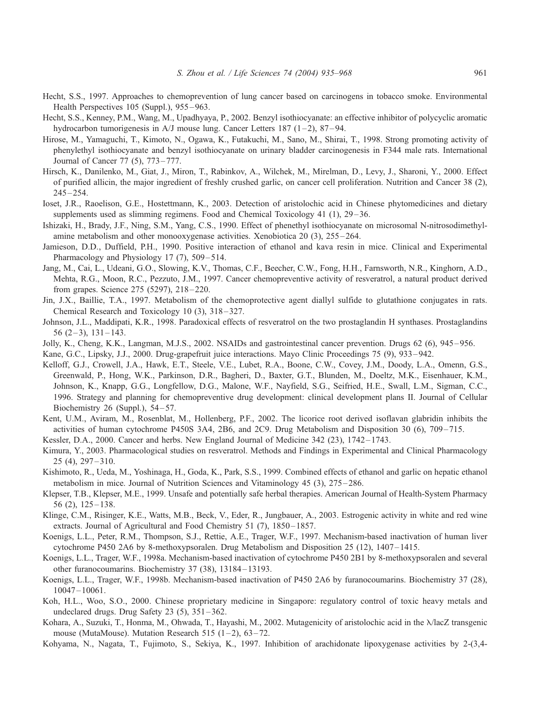Hecht, S.S., 1997. Approaches to chemoprevention of lung cancer based on carcinogens in tobacco smoke. Environmental Health Perspectives 105 (Suppl.), 955–963.

Hecht, S.S., Kenney, P.M., Wang, M., Upadhyaya, P., 2002. Benzyl isothiocyanate: an effective inhibitor of polycyclic aromatic hydrocarbon tumorigenesis in A/J mouse lung. Cancer Letters 187 (1–2), 87–94.

Hirose, M., Yamaguchi, T., Kimoto, N., Ogawa, K., Futakuchi, M., Sano, M., Shirai, T., 1998. Strong promoting activity of phenylethyl isothiocyanate and benzyl isothiocyanate on urinary bladder carcinogenesis in F344 male rats. International Journal of Cancer 77 (5), 773–777.

Hirsch, K., Danilenko, M., Giat, J., Miron, T., Rabinkov, A., Wilchek, M., Mirelman, D., Levy, J., Sharoni, Y., 2000. Effect of purified allicin, the major ingredient of freshly crushed garlic, on cancer cell proliferation. Nutrition and Cancer 38 (2), 245–254.

Ioset, J.R., Raoelison, G.E., Hostettmann, K., 2003. Detection of aristolochic acid in Chinese phytomedicines and dietary supplements used as slimming regimens. Food and Chemical Toxicology 41 (1), 29–36.

Ishizaki, H., Brady, J.F., Ning, S.M., Yang, C.S., 1990. Effect of phenethyl isothiocyanate on microsomal N-nitrosodimethylamine metabolism and other monooxygenase activities. Xenobiotica 20 (3), 255–264.

Jamieson, D.D., Duffield, P.H., 1990. Positive interaction of ethanol and kava resin in mice. Clinical and Experimental Pharmacology and Physiology 17 (7), 509–514.

Jang, M., Cai, L., Udeani, G.O., Slowing, K.V., Thomas, C.F., Beecher, C.W., Fong, H.H., Farnsworth, N.R., Kinghorn, A.D., Mehta, R.G., Moon, R.C., Pezzuto, J.M., 1997. Cancer chemopreventive activity of resveratrol, a natural product derived from grapes. Science 275 (5297), 218–220.

Jin, J.X., Baillie, T.A., 1997. Metabolism of the chemoprotective agent diallyl sulfide to glutathione conjugates in rats. Chemical Research and Toxicology 10 (3), 318–327.

Johnson, J.L., Maddipati, K.R., 1998. Paradoxical effects of resveratrol on the two prostaglandin H synthases. Prostaglandins 56 (2–3), 131–143.

Jolly, K., Cheng, K.K., Langman, M.J.S., 2002. NSAIDs and gastrointestinal cancer prevention. Drugs 62 (6), 945–956.

Kane, G.C., Lipsky, J.J., 2000. Drug-grapefruit juice interactions. Mayo Clinic Proceedings 75 (9), 933–942.

Kelloff, G.J., Crowell, J.A., Hawk, E.T., Steele, V.E., Lubet, R.A., Boone, C.W., Covey, J.M., Doody, L.A., Omenn, G.S., Greenwald, P., Hong, W.K., Parkinson, D.R., Bagheri, D., Baxter, G.T., Blunden, M., Doeltz, M.K., Eisenhauer, K.M., Johnson, K., Knapp, G.G., Longfellow, D.G., Malone, W.F., Nayfield, S.G., Seifried, H.E., Swall, L.M., Sigman, C.C., 1996. Strategy and planning for chemopreventive drug development: clinical development plans II. Journal of Cellular Biochemistry 26 (Suppl.), 54–57.

Kent, U.M., Aviram, M., Rosenblat, M., Hollenberg, P.F., 2002. The licorice root derived isoflavan glabridin inhibits the activities of human cytochrome P450S 3A4, 2B6, and 2C9. Drug Metabolism and Disposition 30 (6), 709–715.

Kessler, D.A., 2000. Cancer and herbs. New England Journal of Medicine 342 (23), 1742–1743.

Kimura, Y., 2003. Pharmacological studies on resveratrol. Methods and Findings in Experimental and Clinical Pharmacology 25 (4), 297–310.

Kishimoto, R., Ueda, M., Yoshinaga, H., Goda, K., Park, S.S., 1999. Combined effects of ethanol and garlic on hepatic ethanol metabolism in mice. Journal of Nutrition Sciences and Vitaminology 45 (3), 275–286.

Klepser, T.B., Klepser, M.E., 1999. Unsafe and potentially safe herbal therapies. American Journal of Health-System Pharmacy 56 (2), 125–138.

Klinge, C.M., Risinger, K.E., Watts, M.B., Beck, V., Eder, R., Jungbauer, A., 2003. Estrogenic activity in white and red wine extracts. Journal of Agricultural and Food Chemistry 51 (7), 1850–1857.

Koenigs, L.L., Peter, R.M., Thompson, S.J., Rettie, A.E., Trager, W.F., 1997. Mechanism-based inactivation of human liver cytochrome P450 2A6 by 8-methoxypsoralen. Drug Metabolism and Disposition 25 (12), 1407–1415.

Koenigs, L.L., Trager, W.F., 1998a. Mechanism-based inactivation of cytochrome P450 2B1 by 8-methoxypsoralen and several other furanocoumarins. Biochemistry 37 (38), 13184–13193.

Koenigs, L.L., Trager, W.F., 1998b. Mechanism-based inactivation of P450 2A6 by furanocoumarins. Biochemistry 37 (28), 10047–10061.

Koh, H.L., Woo, S.O., 2000. Chinese proprietary medicine in Singapore: regulatory control of toxic heavy metals and undeclared drugs. Drug Safety 23 (5), 351–362.

Kohara, A., Suzuki, T., Honma, M., Ohwada, T., Hayashi, M., 2002. Mutagenicity of aristolochic acid in the λ/lacZ transgenic mouse (MutaMouse). Mutation Research 515 (1–2), 63–72.

Kohyama, N., Nagata, T., Fujimoto, S., Sekiya, K., 1997. Inhibition of arachidonate lipoxygenase activities by 2-(3,4-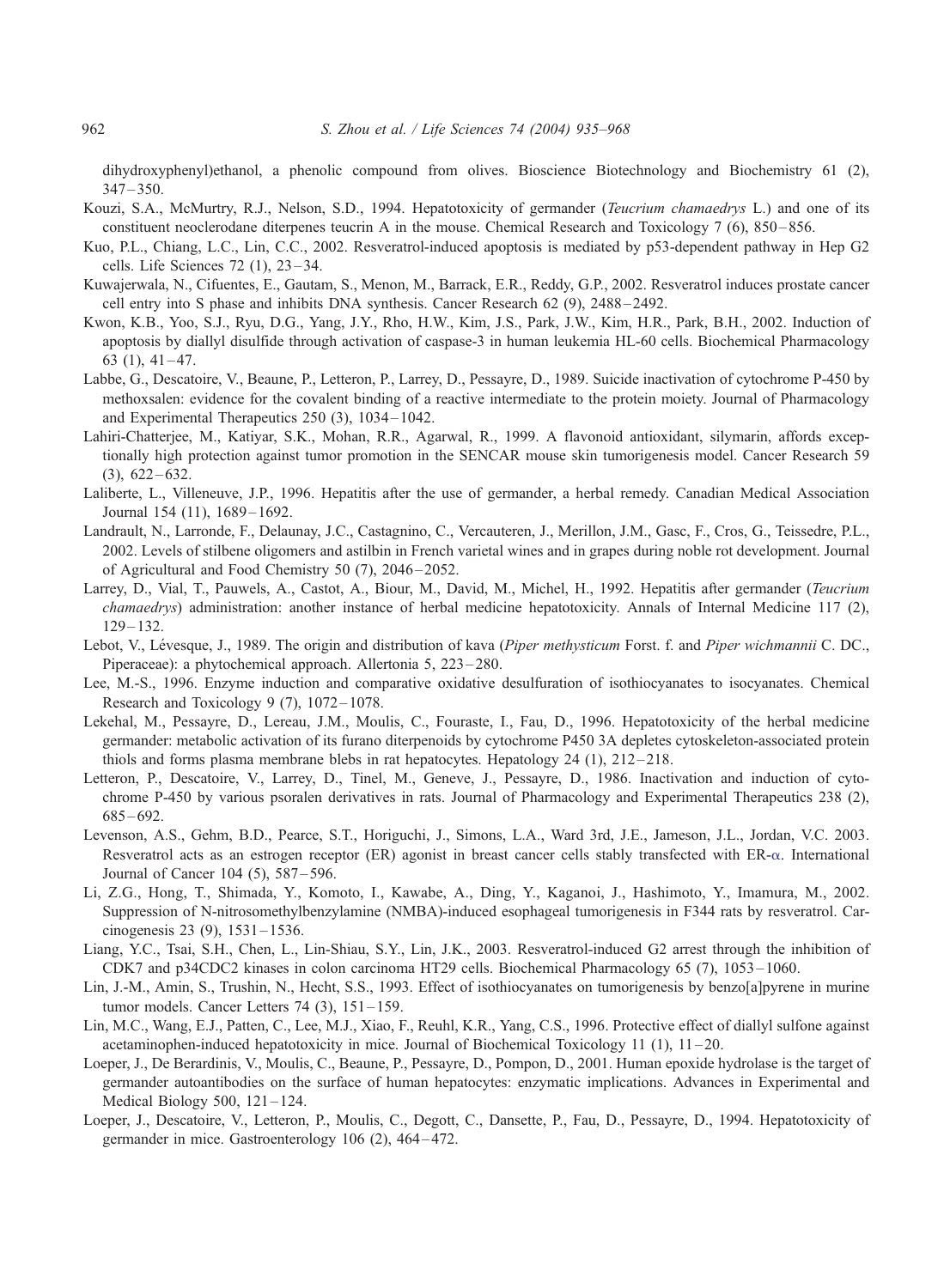dihydroxyphenyl)ethanol, a phenolic compound from olives. Bioscience Biotechnology and Biochemistry 61 (2), 347–350.

Kouzi, S.A., McMurtry, R.J., Nelson, S.D., 1994. Hepatotoxicity of germander (*Teucrium chamaedrys* L.) and one of its constituent neoclerodane diterpenes teucrin A in the mouse. Chemical Research and Toxicology 7 (6), 850–856.

Kuo, P.L., Chiang, L.C., Lin, C.C., 2002. Resveratrol-induced apoptosis is mediated by p53-dependent pathway in Hep G2 cells. Life Sciences 72 (1), 23–34.

Kuwajerwala, N., Cifuentes, E., Gautam, S., Menon, M., Barrack, E.R., Reddy, G.P., 2002. Resveratrol induces prostate cancer cell entry into S phase and inhibits DNA synthesis. Cancer Research 62 (9), 2488–2492.

Kwon, K.B., Yoo, S.J., Ryu, D.G., Yang, J.Y., Rho, H.W., Kim, J.S., Park, J.W., Kim, H.R., Park, B.H., 2002. Induction of apoptosis by diallyl disulfide through activation of caspase-3 in human leukemia HL-60 cells. Biochemical Pharmacology 63 (1), 41–47.

Labbe, G., Descatoire, V., Beaune, P., Letteron, P., Larrey, D., Pessayre, D., 1989. Suicide inactivation of cytochrome P-450 by methoxsalen: evidence for the covalent binding of a reactive intermediate to the protein moiety. Journal of Pharmacology and Experimental Therapeutics 250 (3), 1034–1042.

Lahiri-Chatterjee, M., Katiyar, S.K., Mohan, R.R., Agarwal, R., 1999. A flavonoid antioxidant, silymarin, affords exceptionally high protection against tumor promotion in the SENCAR mouse skin tumorigenesis model. Cancer Research 59 (3), 622–632.

Laliberte, L., Villeneuve, J.P., 1996. Hepatitis after the use of germander, a herbal remedy. Canadian Medical Association Journal 154 (11), 1689–1692.

Landrault, N., Larronde, F., Delaunay, J.C., Castagnino, C., Vercauteren, J., Merillon, J.M., Gasc, F., Cros, G., Teissedre, P.L., 2002. Levels of stilbene oligomers and astilbin in French varietal wines and in grapes during noble rot development. Journal of Agricultural and Food Chemistry 50 (7), 2046–2052.

Larrey, D., Vial, T., Pauwels, A., Castot, A., Biour, M., David, M., Michel, H., 1992. Hepatitis after germander (*Teucrium chamaedrys*) administration: another instance of herbal medicine hepatotoxicity. Annals of Internal Medicine 117 (2), 129–132.

Lebot, V., Lévesque, J., 1989. The origin and distribution of kava (*Piper methysticum* Forst. f. and *Piper wichmannii* C. DC., Piperaceae): a phytochemical approach. Allertonia 5, 223–280.

Lee, M.-S., 1996. Enzyme induction and comparative oxidative desulfuration of isothiocyanates to isocyanates. Chemical Research and Toxicology 9 (7), 1072–1078.

Lekehal, M., Pessayre, D., Lereau, J.M., Moulis, C., Fouraste, I., Fau, D., 1996. Hepatotoxicity of the herbal medicine germander: metabolic activation of its furano diterpenoids by cytochrome P450 3A depletes cytoskeleton-associated protein thiols and forms plasma membrane blebs in rat hepatocytes. Hepatology 24 (1), 212–218.

Letteron, P., Descatoire, V., Larrey, D., Tinel, M., Geneve, J., Pessayre, D., 1986. Inactivation and induction of cytochrome P-450 by various psoralen derivatives in rats. Journal of Pharmacology and Experimental Therapeutics 238 (2), 685–692.

Levenson, A.S., Gehm, B.D., Pearce, S.T., Horiguchi, J., Simons, L.A., Ward 3rd, J.E., Jameson, J.L., Jordan, V.C. 2003. Resveratrol acts as an estrogen receptor (ER) agonist in breast cancer cells stably transfected with ER-$\alpha$. International Journal of Cancer 104 (5), 587–596.

Li, Z.G., Hong, T., Shimada, Y., Komoto, I., Kawabe, A., Ding, Y., Kaganoi, J., Hashimoto, Y., Imamura, M., 2002. Suppression of N-nitrosomethylbenzylamine (NMBA)-induced esophageal tumorigenesis in F344 rats by resveratrol. Carcinogenesis 23 (9), 1531–1536.

Liang, Y.C., Tsai, S.H., Chen, L., Lin-Shiau, S.Y., Lin, J.K., 2003. Resveratrol-induced G2 arrest through the inhibition of CDK7 and p34CDC2 kinases in colon carcinoma HT29 cells. Biochemical Pharmacology 65 (7), 1053–1060.

Lin, J.-M., Amin, S., Trushin, N., Hecht, S.S., 1993. Effect of isothiocyanates on tumorigenesis by benzo[a]pyrene in murine tumor models. Cancer Letters 74 (3), 151–159.

Lin, M.C., Wang, E.J., Patten, C., Lee, M.J., Xiao, F., Reuhl, K.R., Yang, C.S., 1996. Protective effect of diallyl sulfone against acetaminophen-induced hepatotoxicity in mice. Journal of Biochemical Toxicology 11 (1), 11–20.

Loeper, J., De Berardinis, V., Moulis, C., Beaune, P., Pessayre, D., Pompon, D., 2001. Human epoxide hydrolase is the target of germander autoantibodies on the surface of human hepatocytes: enzymatic implications. Advances in Experimental and Medical Biology 500, 121–124.

Loeper, J., Descatoire, V., Letteron, P., Moulis, C., Degott, C., Dansette, P., Fau, D., Pessayre, D., 1994. Hepatotoxicity of germander in mice. Gastroenterology 106 (2), 464–472.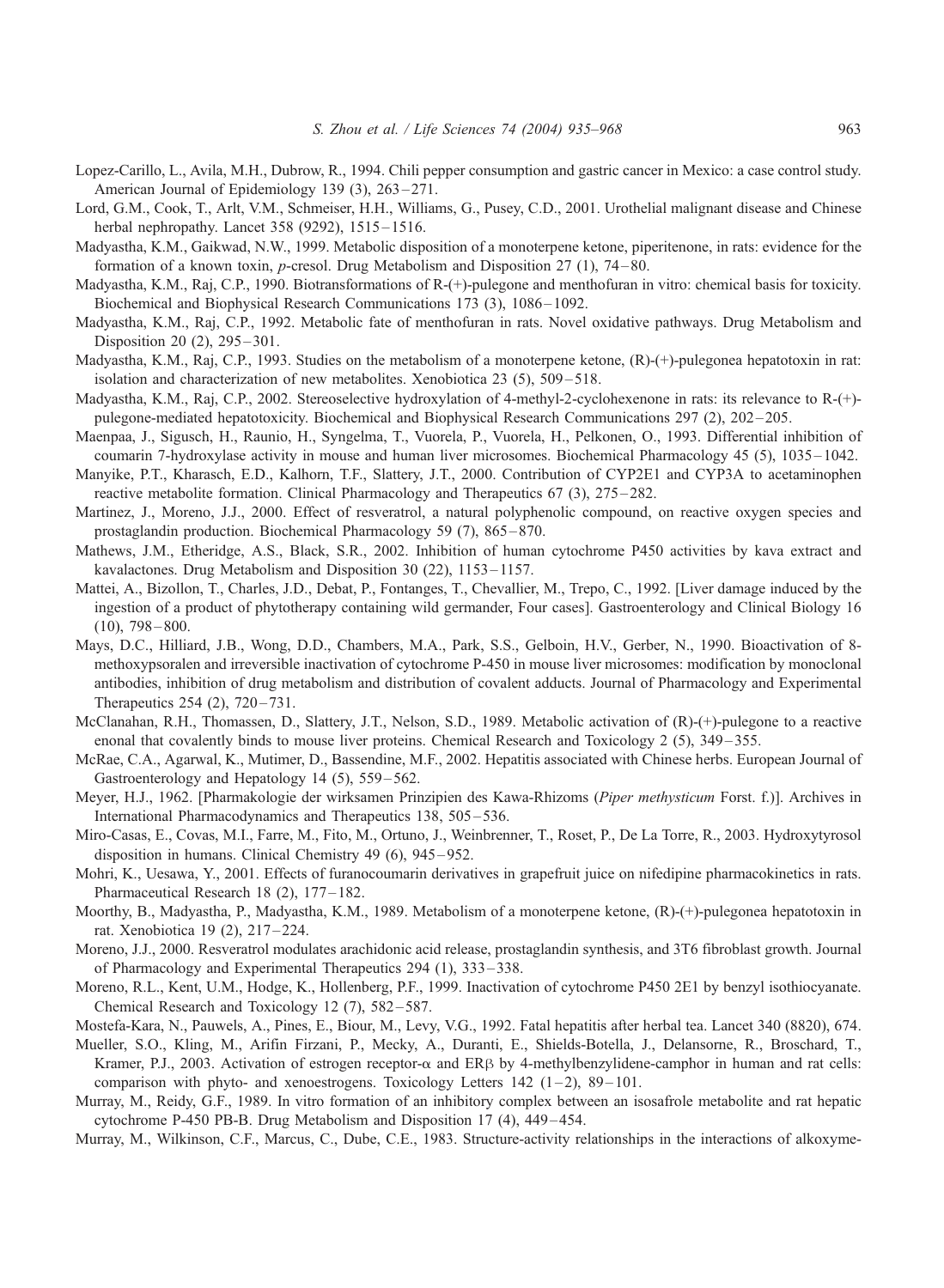Lopez-Carillo, L., Avila, M.H., Dubrow, R., 1994. Chili pepper consumption and gastric cancer in Mexico: a case control study. American Journal of Epidemiology 139 (3), 263–271.

Lord, G.M., Cook, T., Arlt, V.M., Schmeiser, H.H., Williams, G., Pusey, C.D., 2001. Urothelial malignant disease and Chinese herbal nephropathy. Lancet 358 (9292), 1515–1516.

Madyastha, K.M., Gaikwad, N.W., 1999. Metabolic disposition of a monoterpene ketone, piperitenone, in rats: evidence for the formation of a known toxin, *p*-cresol. Drug Metabolism and Disposition 27 (1), 74–80.

Madyastha, K.M., Raj, C.P., 1990. Biotransformations of R-(+)-pulegone and menthofuran in vitro: chemical basis for toxicity. Biochemical and Biophysical Research Communications 173 (3), 1086–1092.

Madyastha, K.M., Raj, C.P., 1992. Metabolic fate of menthofuran in rats. Novel oxidative pathways. Drug Metabolism and Disposition 20 (2), 295–301.

Madyastha, K.M., Raj, C.P., 1993. Studies on the metabolism of a monoterpene ketone, (R)-(+)-pulegonea hepatotoxin in rat: isolation and characterization of new metabolites. Xenobiotica 23 (5), 509–518.

Madyastha, K.M., Raj, C.P., 2002. Stereoselective hydroxylation of 4-methyl-2-cyclohexenone in rats: its relevance to R-(+)-pulegone-mediated hepatotoxicity. Biochemical and Biophysical Research Communications 297 (2), 202–205.

Maenpaa, J., Sigusch, H., Raunio, H., Syngelma, T., Vuorela, P., Vuorela, H., Pelkonen, O., 1993. Differential inhibition of coumarin 7-hydroxylase activity in mouse and human liver microsomes. Biochemical Pharmacology 45 (5), 1035–1042.

Manyike, P.T., Kharasch, E.D., Kalhorn, T.F., Slattery, J.T., 2000. Contribution of CYP2E1 and CYP3A to acetaminophen reactive metabolite formation. Clinical Pharmacology and Therapeutics 67 (3), 275–282.

Martinez, J., Moreno, J.J., 2000. Effect of resveratrol, a natural polyphenolic compound, on reactive oxygen species and prostaglandin production. Biochemical Pharmacology 59 (7), 865–870.

Mathews, J.M., Etheridge, A.S., Black, S.R., 2002. Inhibition of human cytochrome P450 activities by kava extract and kavalactones. Drug Metabolism and Disposition 30 (22), 1153–1157.

Mattei, A., Bizollon, T., Charles, J.D., Debat, P., Fontanges, T., Chevallier, M., Trepo, C., 1992. [Liver damage induced by the ingestion of a product of phytotherapy containing wild germander, Four cases]. Gastroenterology and Clinical Biology 16 (10), 798–800.

Mays, D.C., Hilliard, J.B., Wong, D.D., Chambers, M.A., Park, S.S., Gelboin, H.V., Gerber, N., 1990. Bioactivation of 8-methoxypsoralen and irreversible inactivation of cytochrome P-450 in mouse liver microsomes: modification by monoclonal antibodies, inhibition of drug metabolism and distribution of covalent adducts. Journal of Pharmacology and Experimental Therapeutics 254 (2), 720–731.

McClanahan, R.H., Thomassen, D., Slattery, J.T., Nelson, S.D., 1989. Metabolic activation of (R)-(+)-pulegone to a reactive enonal that covalently binds to mouse liver proteins. Chemical Research and Toxicology 2 (5), 349–355.

McRae, C.A., Agarwal, K., Mutimer, D., Bassendine, M.F., 2002. Hepatitis associated with Chinese herbs. European Journal of Gastroenterology and Hepatology 14 (5), 559–562.

Meyer, H.J., 1962. [Pharmakologie der wirksamen Prinzipien des Kawa-Rhizoms (*Piper methysticum* Forst. f.)]. Archives in International Pharmacodynamics and Therapeutics 138, 505–536.

Miro-Casas, E., Covas, M.I., Farre, M., Fito, M., Ortuno, J., Weinbrenner, T., Roset, P., De La Torre, R., 2003. Hydroxytyrosol disposition in humans. Clinical Chemistry 49 (6), 945–952.

Mohri, K., Uesawa, Y., 2001. Effects of furanocoumarin derivatives in grapefruit juice on nifedipine pharmacokinetics in rats. Pharmaceutical Research 18 (2), 177–182.

Moorthy, B., Madyastha, P., Madyastha, K.M., 1989. Metabolism of a monoterpene ketone, (R)-(+)-pulegonea hepatotoxin in rat. Xenobiotica 19 (2), 217–224.

Moreno, J.J., 2000. Resveratrol modulates arachidonic acid release, prostaglandin synthesis, and 3T6 fibroblast growth. Journal of Pharmacology and Experimental Therapeutics 294 (1), 333–338.

Moreno, R.L., Kent, U.M., Hodge, K., Hollenberg, P.F., 1999. Inactivation of cytochrome P450 2E1 by benzyl isothiocyanate. Chemical Research and Toxicology 12 (7), 582–587.

Mostefa-Kara, N., Pauwels, A., Pines, E., Biour, M., Levy, V.G., 1992. Fatal hepatitis after herbal tea. Lancet 340 (8820), 674.

Mueller, S.O., Kling, M., Arifin Firzani, P., Mecky, A., Duranti, E., Shields-Botella, J., Delansorne, R., Broschard, T., Kramer, P.J., 2003. Activation of estrogen receptor-$\alpha$ and ER$\beta$ by 4-methylbenzylidene-camphor in human and rat cells: comparison with phyto- and xenoestrogens. Toxicology Letters 142 (1–2), 89–101.

Murray, M., Reidy, G.F., 1989. In vitro formation of an inhibitory complex between an isosafrole metabolite and rat hepatic cytochrome P-450 PB-B. Drug Metabolism and Disposition 17 (4), 449–454.

Murray, M., Wilkinson, C.F., Marcus, C., Dube, C.E., 1983. Structure-activity relationships in the interactions of alkoxyme-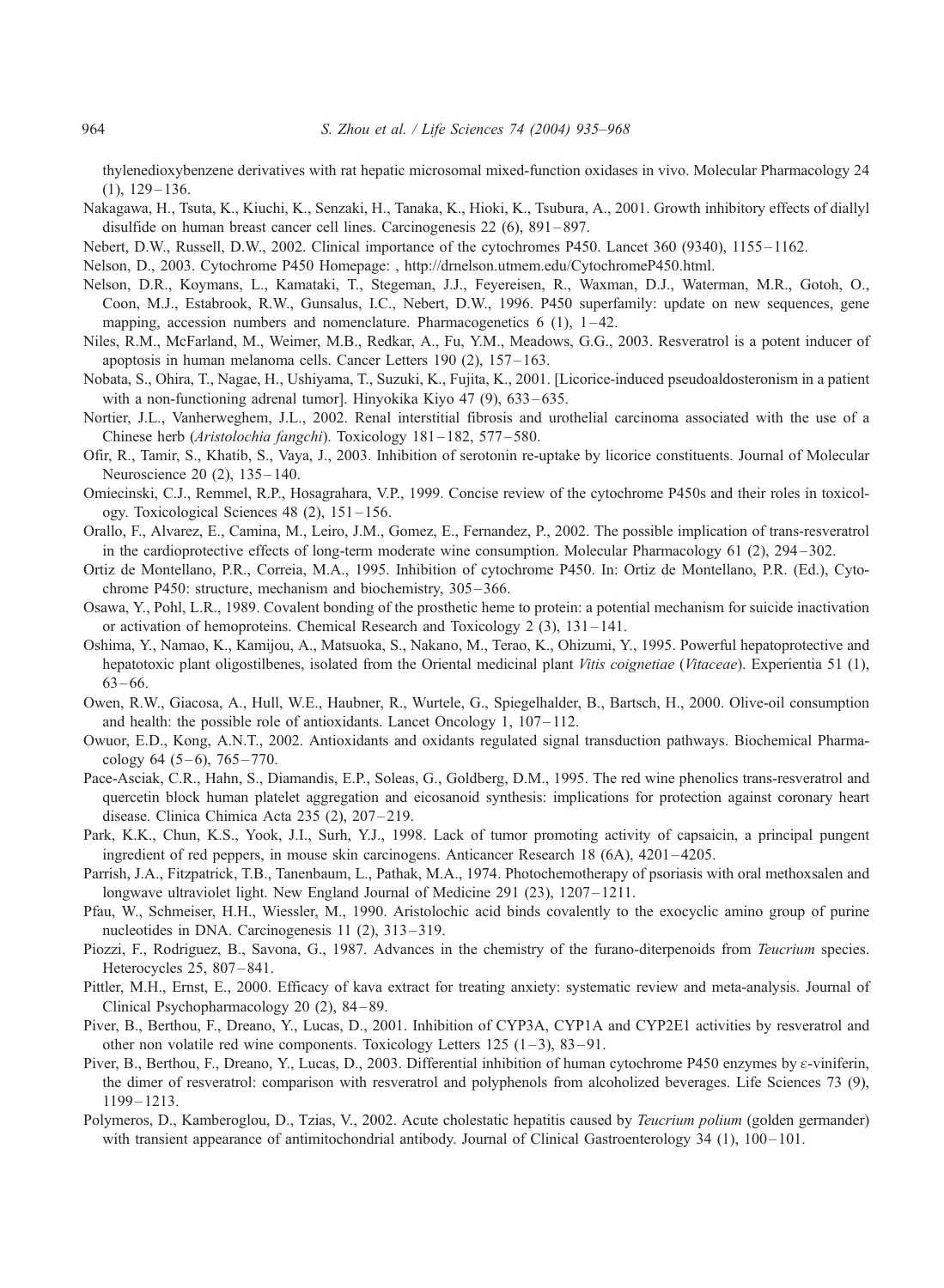thylenedioxybenzene derivatives with rat hepatic microsomal mixed-function oxidases in vivo. Molecular Pharmacology 24 (1), 129–136.

Nakagawa, H., Tsuta, K., Kiuchi, K., Senzaki, H., Tanaka, K., Hioki, K., Tsubura, A., 2001. Growth inhibitory effects of diallyl disulfide on human breast cancer cell lines. Carcinogenesis 22 (6), 891–897.

Nebert, D.W., Russell, D.W., 2002. Clinical importance of the cytochromes P450. Lancet 360 (9340), 1155–1162.

Nelson, D., 2003. Cytochrome P450 Homepage: , http://drnelson.utmem.edu/CytochromeP450.html.

Nelson, D.R., Koymans, L., Kamataki, T., Stegeman, J.J., Feyereisen, R., Waxman, D.J., Waterman, M.R., Gotoh, O., Coon, M.J., Estabrook, R.W., Gunsalus, I.C., Nebert, D.W., 1996. P450 superfamily: update on new sequences, gene mapping, accession numbers and nomenclature. Pharmacogenetics 6 (1), 1–42.

Niles, R.M., McFarland, M., Weimer, M.B., Redkar, A., Fu, Y.M., Meadows, G.G., 2003. Resveratrol is a potent inducer of apoptosis in human melanoma cells. Cancer Letters 190 (2), 157–163.

Nobata, S., Ohira, T., Nagae, H., Ushiyama, T., Suzuki, K., Fujita, K., 2001. [Licorice-induced pseudoaldosteronism in a patient with a non-functioning adrenal tumor]. Hinyokika Kiyo 47 (9), 633–635.

Nortier, J.L., Vanherweghem, J.L., 2002. Renal interstitial fibrosis and urothelial carcinoma associated with the use of a Chinese herb (*Aristolochia fangchi*). Toxicology 181–182, 577–580.

Ofir, R., Tamir, S., Khatib, S., Vaya, J., 2003. Inhibition of serotonin re-uptake by licorice constituents. Journal of Molecular Neuroscience 20 (2), 135–140.

Omiecinski, C.J., Remmel, R.P., Hosagrahara, V.P., 1999. Concise review of the cytochrome P450s and their roles in toxicology. Toxicological Sciences 48 (2), 151–156.

Orallo, F., Alvarez, E., Camina, M., Leiro, J.M., Gomez, E., Fernandez, P., 2002. The possible implication of trans-resveratrol in the cardioprotective effects of long-term moderate wine consumption. Molecular Pharmacology 61 (2), 294–302.

Ortiz de Montellano, P.R., Correia, M.A., 1995. Inhibition of cytochrome P450. In: Ortiz de Montellano, P.R. (Ed.), Cytochrome P450: structure, mechanism and biochemistry, 305–366.

Osawa, Y., Pohl, L.R., 1989. Covalent bonding of the prosthetic heme to protein: a potential mechanism for suicide inactivation or activation of hemoproteins. Chemical Research and Toxicology 2 (3), 131–141.

Oshima, Y., Namao, K., Kamijou, A., Matsuoka, S., Nakano, M., Terao, K., Ohizumi, Y., 1995. Powerful hepatoprotective and hepatotoxic plant oligostilbenes, isolated from the Oriental medicinal plant *Vitis coignetiae* (*Vitaceae*). Experientia 51 (1), 63–66.

Owen, R.W., Giacosa, A., Hull, W.E., Haubner, R., Wurtele, G., Spiegelhalder, B., Bartsch, H., 2000. Olive-oil consumption and health: the possible role of antioxidants. Lancet Oncology 1, 107–112.

Owuor, E.D., Kong, A.N.T., 2002. Antioxidants and oxidants regulated signal transduction pathways. Biochemical Pharmacology 64 (5–6), 765–770.

Pace-Asciak, C.R., Hahn, S., Diamandis, E.P., Soleas, G., Goldberg, D.M., 1995. The red wine phenolics trans-resveratrol and quercetin block human platelet aggregation and eicosanoid synthesis: implications for protection against coronary heart disease. Clinica Chimica Acta 235 (2), 207–219.

Park, K.K., Chun, K.S., Yook, J.I., Surh, Y.J., 1998. Lack of tumor promoting activity of capsaicin, a principal pungent ingredient of red peppers, in mouse skin carcinogens. Anticancer Research 18 (6A), 4201–4205.

Parrish, J.A., Fitzpatrick, T.B., Tanenbaum, L., Pathak, M.A., 1974. Photochemotherapy of psoriasis with oral methoxsalen and longwave ultraviolet light. New England Journal of Medicine 291 (23), 1207–1211.

Pfau, W., Schmeiser, H.H., Wiessler, M., 1990. Aristolochic acid binds covalently to the exocyclic amino group of purine nucleotides in DNA. Carcinogenesis 11 (2), 313–319.

Piozzi, F., Rodriguez, B., Savona, G., 1987. Advances in the chemistry of the furano-diterpenoids from *Teucrium* species. Heterocycles 25, 807–841.

Pittler, M.H., Ernst, E., 2000. Efficacy of kava extract for treating anxiety: systematic review and meta-analysis. Journal of Clinical Psychopharmacology 20 (2), 84–89.

Piver, B., Berthou, F., Dreano, Y., Lucas, D., 2001. Inhibition of CYP3A, CYP1A and CYP2E1 activities by resveratrol and other non volatile red wine components. Toxicology Letters 125 (1–3), 83–91.

Piver, B., Berthou, F., Dreano, Y., Lucas, D., 2003. Differential inhibition of human cytochrome P450 enzymes by ε-viniferin, the dimer of resveratrol: comparison with resveratrol and polyphenols from alcoholized beverages. Life Sciences 73 (9), 1199–1213.

Polymeros, D., Kamberoglou, D., Tzias, V., 2002. Acute cholestatic hepatitis caused by *Teucrium polium* (golden germander) with transient appearance of antimitochondrial antibody. Journal of Clinical Gastroenterology 34 (1), 100–101.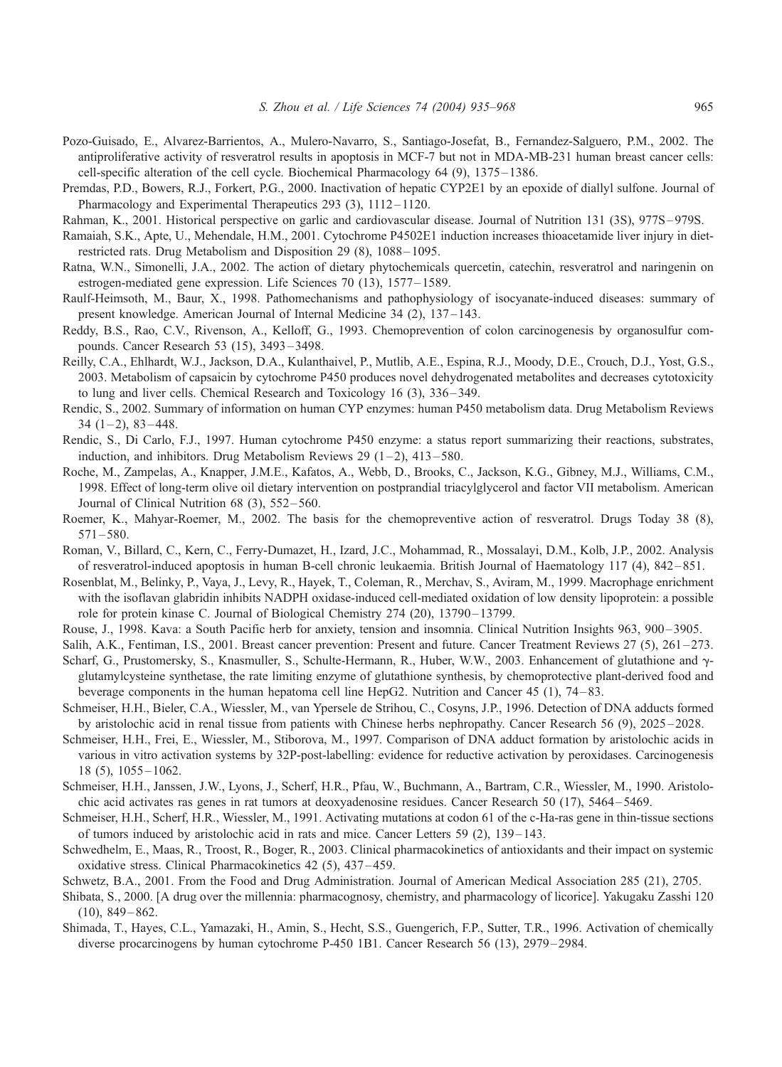Pozo-Guisado, E., Alvarez-Barrientos, A., Mulero-Navarro, S., Santiago-Josefat, B., Fernandez-Salguero, P.M., 2002. The antiproliferative activity of resveratrol results in apoptosis in MCF-7 but not in MDA-MB-231 human breast cancer cells: cell-specific alteration of the cell cycle. Biochemical Pharmacology 64 (9), 1375–1386.

Premdas, P.D., Bowers, R.J., Forkert, P.G., 2000. Inactivation of hepatic CYP2E1 by an epoxide of diallyl sulfone. Journal of Pharmacology and Experimental Therapeutics 293 (3), 1112–1120.

Rahman, K., 2001. Historical perspective on garlic and cardiovascular disease. Journal of Nutrition 131 (3S), 977S–979S.

Ramaiah, S.K., Apte, U., Mehendale, H.M., 2001. Cytochrome P4502E1 induction increases thioacetamide liver injury in diet-restricted rats. Drug Metabolism and Disposition 29 (8), 1088–1095.

Ratna, W.N., Simonelli, J.A., 2002. The action of dietary phytochemicals quercetin, catechin, resveratrol and naringenin on estrogen-mediated gene expression. Life Sciences 70 (13), 1577–1589.

Raulf-Heimsoth, M., Baur, X., 1998. Pathomechanisms and pathophysiology of isocyanate-induced diseases: summary of present knowledge. American Journal of Internal Medicine 34 (2), 137–143.

Reddy, B.S., Rao, C.V., Rivenson, A., Kelloff, G., 1993. Chemoprevention of colon carcinogenesis by organosulfur compounds. Cancer Research 53 (15), 3493–3498.

Reilly, C.A., Ehlhardt, W.J., Jackson, D.A., Kulanthaivel, P., Mutlib, A.E., Espina, R.J., Moody, D.E., Crouch, D.J., Yost, G.S., 2003. Metabolism of capsaicin by cytochrome P450 produces novel dehydrogenated metabolites and decreases cytotoxicity to lung and liver cells. Chemical Research and Toxicology 16 (3), 336–349.

Rendic, S., 2002. Summary of information on human CYP enzymes: human P450 metabolism data. Drug Metabolism Reviews 34 (1–2), 83–448.

Rendic, S., Di Carlo, F.J., 1997. Human cytochrome P450 enzyme: a status report summarizing their reactions, substrates, induction, and inhibitors. Drug Metabolism Reviews 29 (1–2), 413–580.

Roche, M., Zampelas, A., Knapper, J.M.E., Kafatos, A., Webb, D., Brooks, C., Jackson, K.G., Gibney, M.J., Williams, C.M., 1998. Effect of long-term olive oil dietary intervention on postprandial triacylglycerol and factor VII metabolism. American Journal of Clinical Nutrition 68 (3), 552–560.

Roemer, K., Mahyar-Roemer, M., 2002. The basis for the chemopreventive action of resveratrol. Drugs Today 38 (8), 571–580.

Roman, V., Billard, C., Kern, C., Ferry-Dumazet, H., Izard, J.C., Mohammad, R., Mossalayi, D.M., Kolb, J.P., 2002. Analysis of resveratrol-induced apoptosis in human B-cell chronic leukaemia. British Journal of Haematology 117 (4), 842–851.

Rosenblat, M., Belinky, P., Vaya, J., Levy, R., Hayek, T., Coleman, R., Merchav, S., Aviram, M., 1999. Macrophage enrichment with the isoflavan glabridin inhibits NADPH oxidase-induced cell-mediated oxidation of low density lipoprotein: a possible role for protein kinase C. Journal of Biological Chemistry 274 (20), 13790–13799.

Rouse, J., 1998. Kava: a South Pacific herb for anxiety, tension and insomnia. Clinical Nutrition Insights 963, 900–3905.

Salih, A.K., Fentiman, I.S., 2001. Breast cancer prevention: Present and future. Cancer Treatment Reviews 27 (5), 261–273.

Scharf, G., Prustomersky, S., Knasmuller, S., Schulte-Hermann, R., Huber, W.W., 2003. Enhancement of glutathione and γ-glutamylcysteine synthetase, the rate limiting enzyme of glutathione synthesis, by chemoprotective plant-derived food and beverage components in the human hepatoma cell line HepG2. Nutrition and Cancer 45 (1), 74–83.

Schmeiser, H.H., Bieler, C.A., Wiessler, M., van Ypersele de Strihou, C., Cosyns, J.P., 1996. Detection of DNA adducts formed by aristolochic acid in renal tissue from patients with Chinese herbs nephropathy. Cancer Research 56 (9), 2025–2028.

Schmeiser, H.H., Frei, E., Wiessler, M., Stiborova, M., 1997. Comparison of DNA adduct formation by aristolochic acids in various in vitro activation systems by 32P-post-labelling: evidence for reductive activation by peroxidases. Carcinogenesis 18 (5), 1055–1062.

Schmeiser, H.H., Janssen, J.W., Lyons, J., Scherf, H.R., Pfau, W., Buchmann, A., Bartram, C.R., Wiessler, M., 1990. Aristolochic acid activates ras genes in rat tumors at deoxyadenosine residues. Cancer Research 50 (17), 5464–5469.

Schmeiser, H.H., Scherf, H.R., Wiessler, M., 1991. Activating mutations at codon 61 of the c-Ha-ras gene in thin-tissue sections of tumors induced by aristolochic acid in rats and mice. Cancer Letters 59 (2), 139–143.

Schwedhelm, E., Maas, R., Troost, R., Boger, R., 2003. Clinical pharmacokinetics of antioxidants and their impact on systemic oxidative stress. Clinical Pharmacokinetics 42 (5), 437–459.

Schwetz, B.A., 2001. From the Food and Drug Administration. Journal of American Medical Association 285 (21), 2705.

Shibata, S., 2000. [A drug over the millennia: pharmacognosy, chemistry, and pharmacology of licorice]. Yakugaku Zasshi 120 (10), 849–862.

Shimada, T., Hayes, C.L., Yamazaki, H., Amin, S., Hecht, S.S., Guengerich, F.P., Sutter, T.R., 1996. Activation of chemically diverse procarcinogens by human cytochrome P-450 1B1. Cancer Research 56 (13), 2979–2984.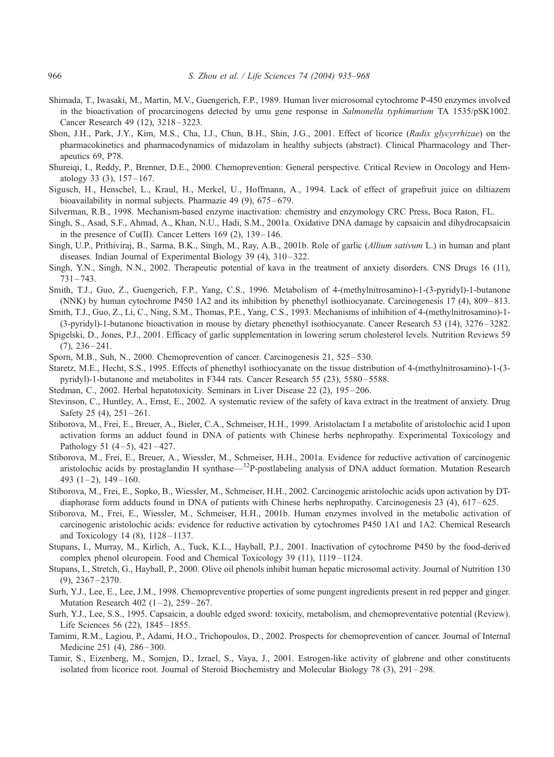Shimada, T., Iwasaki, M., Martin, M.V., Guengerich, F.P., 1989. Human liver microsomal cytochrome P-450 enzymes involved in the bioactivation of procarcinogens detected by umu gene response in *Salmonella typhimurium* TA 1535/pSK1002. Cancer Research 49 (12), 3218–3223.

Shon, J.H., Park, J.Y., Kim, M.S., Cha, I.J., Chun, B.H., Shin, J.G., 2001. Effect of licorice (*Radix glycyrrhizae*) on the pharmacokinetics and pharmacodynamics of midazolam in healthy subjects (abstract). Clinical Pharmacology and Therapeutics 69, P78.

Shureiqi, I., Reddy, P., Brenner, D.E., 2000. Chemoprevention: General perspective. Critical Review in Oncology and Hematology 33 (3), 157–167.

Sigusch, H., Henschel, L., Kraul, H., Merkel, U., Hoffmann, A., 1994. Lack of effect of grapefruit juice on diltiazem bioavailability in normal subjects. Pharmazie 49 (9), 675–679.

Silverman, R.B., 1998. Mechanism-based enzyme inactivation: chemistry and enzymology CRC Press, Boca Raton, FL.

Singh, S., Asad, S.F., Ahmad, A., Khan, N.U., Hadi, S.M., 2001a. Oxidative DNA damage by capsaicin and dihydrocapsaicin in the presence of Cu(II). Cancer Letters 169 (2), 139–146.

Singh, U.P., Prithiviraj, B., Sarma, B.K., Singh, M., Ray, A.B., 2001b. Role of garlic (*Allium sativum* L.) in human and plant diseases. Indian Journal of Experimental Biology 39 (4), 310–322.

Singh, Y.N., Singh, N.N., 2002. Therapeutic potential of kava in the treatment of anxiety disorders. CNS Drugs 16 (11), 731–743.

Smith, T.J., Guo, Z., Guengerich, F.P., Yang, C.S., 1996. Metabolism of 4-(methylnitrosamino)-1-(3-pyridyl)-1-butanone (NNK) by human cytochrome P450 1A2 and its inhibition by phenethyl isothiocyanate. Carcinogenesis 17 (4), 809–813.

Smith, T.J., Guo, Z., Li, C., Ning, S.M., Thomas, P.E., Yang, C.S., 1993. Mechanisms of inhibition of 4-(methylnitrosamino)-1-(3-pyridyl)-1-butanone bioactivation in mouse by dietary phenethyl isothiocyanate. Cancer Research 53 (14), 3276–3282.

Spigelski, D., Jones, P.J., 2001. Efficacy of garlic supplementation in lowering serum cholesterol levels. Nutrition Reviews 59 (7), 236–241.

Sporn, M.B., Suh, N., 2000. Chemoprevention of cancer. Carcinogenesis 21, 525–530.

Staretz, M.E., Hecht, S.S., 1995. Effects of phenethyl isothiocyanate on the tissue distribution of 4-(methylnitrosamino)-1-(3-pyridyl)-1-butanone and metabolites in F344 rats. Cancer Research 55 (23), 5580–5588.

Stedman, C., 2002. Herbal hepatotoxicity. Seminars in Liver Disease 22 (2), 195–206.

Stevinson, C., Huntley, A., Ernst, E., 2002. A systematic review of the safety of kava extract in the treatment of anxiety. Drug Safety 25 (4), 251–261.

Stiborova, M., Frei, E., Breuer, A., Bieler, C.A., Schmeiser, H.H., 1999. Aristolactam I a metabolite of aristolochic acid I upon activation forms an adduct found in DNA of patients with Chinese herbs nephropathy. Experimental Toxicology and Pathology 51 (4–5), 421–427.

Stiborova, M., Frei, E., Breuer, A., Wiessler, M., Schmeiser, H.H., 2001a. Evidence for reductive activation of carcinogenic aristolochic acids by prostaglandin H synthase—$^{32}$P-postlabeling analysis of DNA adduct formation. Mutation Research 493 (1–2), 149–160.

Stiborova, M., Frei, E., Sopko, B., Wiessler, M., Schmeiser, H.H., 2002. Carcinogenic aristolochic acids upon activation by DT-diaphorase form adducts found in DNA of patients with Chinese herbs nephropathy. Carcinogenesis 23 (4), 617–625.

Stiborova, M., Frei, E., Wiessler, M., Schmeiser, H.H., 2001b. Human enzymes involved in the metabolic activation of carcinogenic aristolochic acids: evidence for reductive activation by cytochromes P450 1A1 and 1A2. Chemical Research and Toxicology 14 (8), 1128–1137.

Stupans, I., Murray, M., Kirlich, A., Tuck, K.L., Hayball, P.J., 2001. Inactivation of cytochrome P450 by the food-derived complex phenol oleuropein. Food and Chemical Toxicology 39 (11), 1119–1124.

Stupans, I., Stretch, G., Hayball, P., 2000. Olive oil phenols inhibit human hepatic microsomal activity. Journal of Nutrition 130 (9), 2367–2370.

Surh, Y.J., Lee, E., Lee, J.M., 1998. Chemopreventive properties of some pungent ingredients present in red pepper and ginger. Mutation Research 402 (1–2), 259–267.

Surh, Y.J., Lee, S.S., 1995. Capsaicin, a double edged sword: toxicity, metabolism, and chemopreventative potential (Review). Life Sciences 56 (22), 1845–1855.

Tamimi, R.M., Lagiou, P., Adami, H.O., Trichopoulos, D., 2002. Prospects for chemoprevention of cancer. Journal of Internal Medicine 251 (4), 286–300.

Tamir, S., Eizenberg, M., Somjen, D., Izrael, S., Vaya, J., 2001. Estrogen-like activity of glabrene and other constituents isolated from licorice root. Journal of Steroid Biochemistry and Molecular Biology 78 (3), 291–298.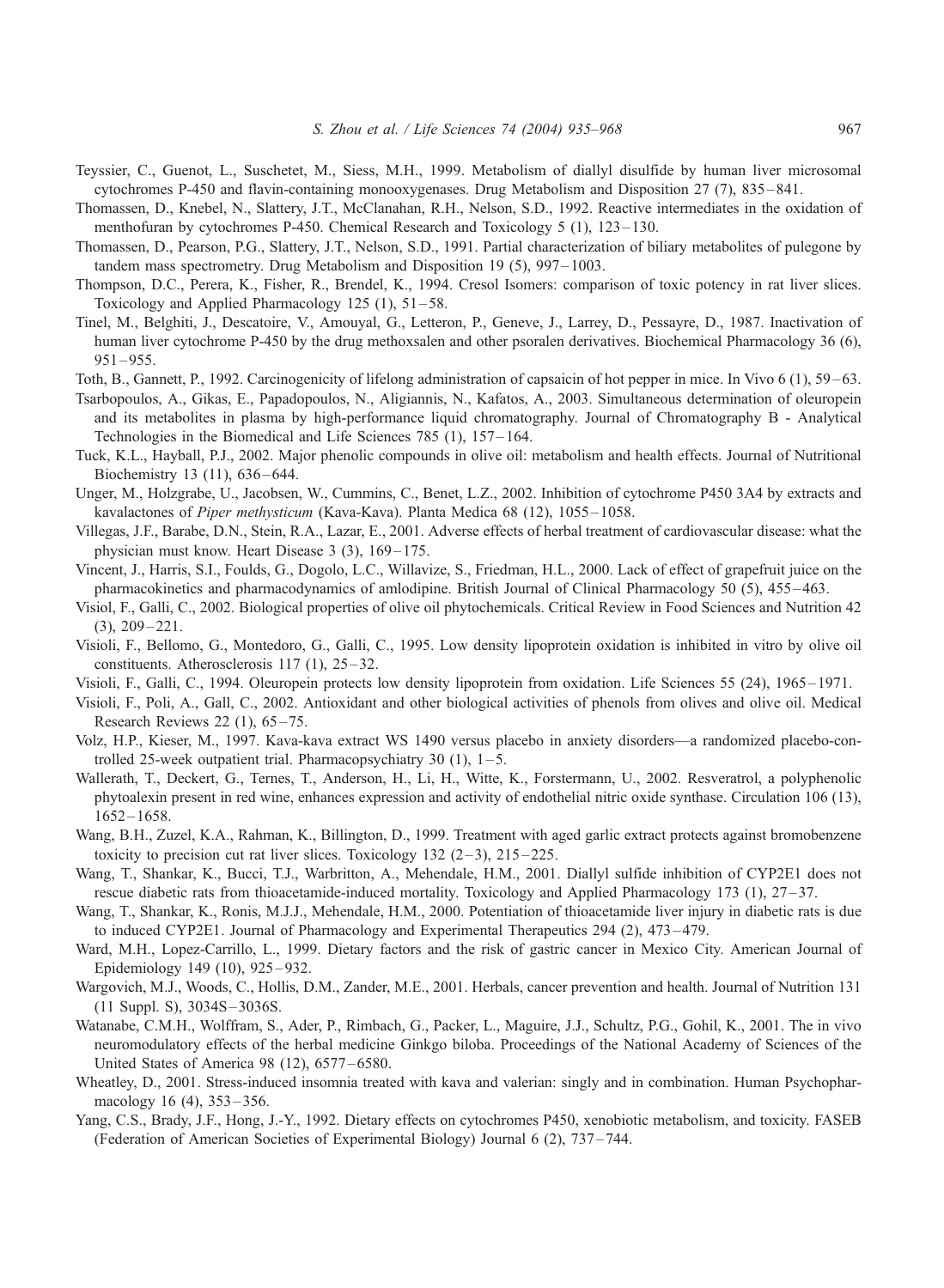Teyssier, C., Guenot, L., Suschetet, M., Siess, M.H., 1999. Metabolism of diallyl disulfide by human liver microsomal cytochromes P-450 and flavin-containing monooxygenases. Drug Metabolism and Disposition 27 (7), 835–841.

Thomassen, D., Knebel, N., Slattery, J.T., McClanahan, R.H., Nelson, S.D., 1992. Reactive intermediates in the oxidation of menthofuran by cytochromes P-450. Chemical Research and Toxicology 5 (1), 123–130.

Thomassen, D., Pearson, P.G., Slattery, J.T., Nelson, S.D., 1991. Partial characterization of biliary metabolites of pulegone by tandem mass spectrometry. Drug Metabolism and Disposition 19 (5), 997–1003.

Thompson, D.C., Perera, K., Fisher, R., Brendel, K., 1994. Cresol Isomers: comparison of toxic potency in rat liver slices. Toxicology and Applied Pharmacology 125 (1), 51–58.

Tinel, M., Belghiti, J., Descatoire, V., Amouyal, G., Letteron, P., Geneve, J., Larrey, D., Pessayre, D., 1987. Inactivation of human liver cytochrome P-450 by the drug methoxsalen and other psoralen derivatives. Biochemical Pharmacology 36 (6), 951–955.

Toth, B., Gannett, P., 1992. Carcinogenicity of lifelong administration of capsaicin of hot pepper in mice. In Vivo 6 (1), 59–63.

Tsarbopoulos, A., Gikas, E., Papadopoulos, N., Aligiannis, N., Kafatos, A., 2003. Simultaneous determination of oleuropein and its metabolites in plasma by high-performance liquid chromatography. Journal of Chromatography B - Analytical Technologies in the Biomedical and Life Sciences 785 (1), 157–164.

Tuck, K.L., Hayball, P.J., 2002. Major phenolic compounds in olive oil: metabolism and health effects. Journal of Nutritional Biochemistry 13 (11), 636–644.

Unger, M., Holzgrabe, U., Jacobsen, W., Cummins, C., Benet, L.Z., 2002. Inhibition of cytochrome P450 3A4 by extracts and kavalactones of *Piper methysticum* (Kava-Kava). Planta Medica 68 (12), 1055–1058.

Villegas, J.F., Barabe, D.N., Stein, R.A., Lazar, E., 2001. Adverse effects of herbal treatment of cardiovascular disease: what the physician must know. Heart Disease 3 (3), 169–175.

Vincent, J., Harris, S.I., Foulds, G., Dogolo, L.C., Willavize, S., Friedman, H.L., 2000. Lack of effect of grapefruit juice on the pharmacokinetics and pharmacodynamics of amlodipine. British Journal of Clinical Pharmacology 50 (5), 455–463.

Visiol, F., Galli, C., 2002. Biological properties of olive oil phytochemicals. Critical Review in Food Sciences and Nutrition 42 (3), 209–221.

Visioli, F., Bellomo, G., Montedoro, G., Galli, C., 1995. Low density lipoprotein oxidation is inhibited in vitro by olive oil constituents. Atherosclerosis 117 (1), 25–32.

Visioli, F., Galli, C., 1994. Oleuropein protects low density lipoprotein from oxidation. Life Sciences 55 (24), 1965–1971.

Visioli, F., Poli, A., Gall, C., 2002. Antioxidant and other biological activities of phenols from olives and olive oil. Medical Research Reviews 22 (1), 65–75.

Volz, H.P., Kieser, M., 1997. Kava-kava extract WS 1490 versus placebo in anxiety disorders—a randomized placebo-controlled 25-week outpatient trial. Pharmacopsychiatry 30 (1), 1–5.

Wallerath, T., Deckert, G., Ternes, T., Anderson, H., Li, H., Witte, K., Forstermann, U., 2002. Resveratrol, a polyphenolic phytoalexin present in red wine, enhances expression and activity of endothelial nitric oxide synthase. Circulation 106 (13), 1652–1658.

Wang, B.H., Zuzel, K.A., Rahman, K., Billington, D., 1999. Treatment with aged garlic extract protects against bromobenzene toxicity to precision cut rat liver slices. Toxicology 132 (2–3), 215–225.

Wang, T., Shankar, K., Bucci, T.J., Warbritton, A., Mehendale, H.M., 2001. Diallyl sulfide inhibition of CYP2E1 does not rescue diabetic rats from thioacetamide-induced mortality. Toxicology and Applied Pharmacology 173 (1), 27–37.

Wang, T., Shankar, K., Ronis, M.J.J., Mehendale, H.M., 2000. Potentiation of thioacetamide liver injury in diabetic rats is due to induced CYP2E1. Journal of Pharmacology and Experimental Therapeutics 294 (2), 473–479.

Ward, M.H., Lopez-Carrillo, L., 1999. Dietary factors and the risk of gastric cancer in Mexico City. American Journal of Epidemiology 149 (10), 925–932.

Wargovich, M.J., Woods, C., Hollis, D.M., Zander, M.E., 2001. Herbals, cancer prevention and health. Journal of Nutrition 131 (11 Suppl. S), 3034S–3036S.

Watanabe, C.M.H., Wolffram, S., Ader, P., Rimbach, G., Packer, L., Maguire, J.J., Schultz, P.G., Gohil, K., 2001. The in vivo neuromodulatory effects of the herbal medicine Ginkgo biloba. Proceedings of the National Academy of Sciences of the United States of America 98 (12), 6577–6580.

Wheatley, D., 2001. Stress-induced insomnia treated with kava and valerian: singly and in combination. Human Psychopharmacology 16 (4), 353–356.

Yang, C.S., Brady, J.F., Hong, J.-Y., 1992. Dietary effects on cytochromes P450, xenobiotic metabolism, and toxicity. FASEB (Federation of American Societies of Experimental Biology) Journal 6 (2), 737–744.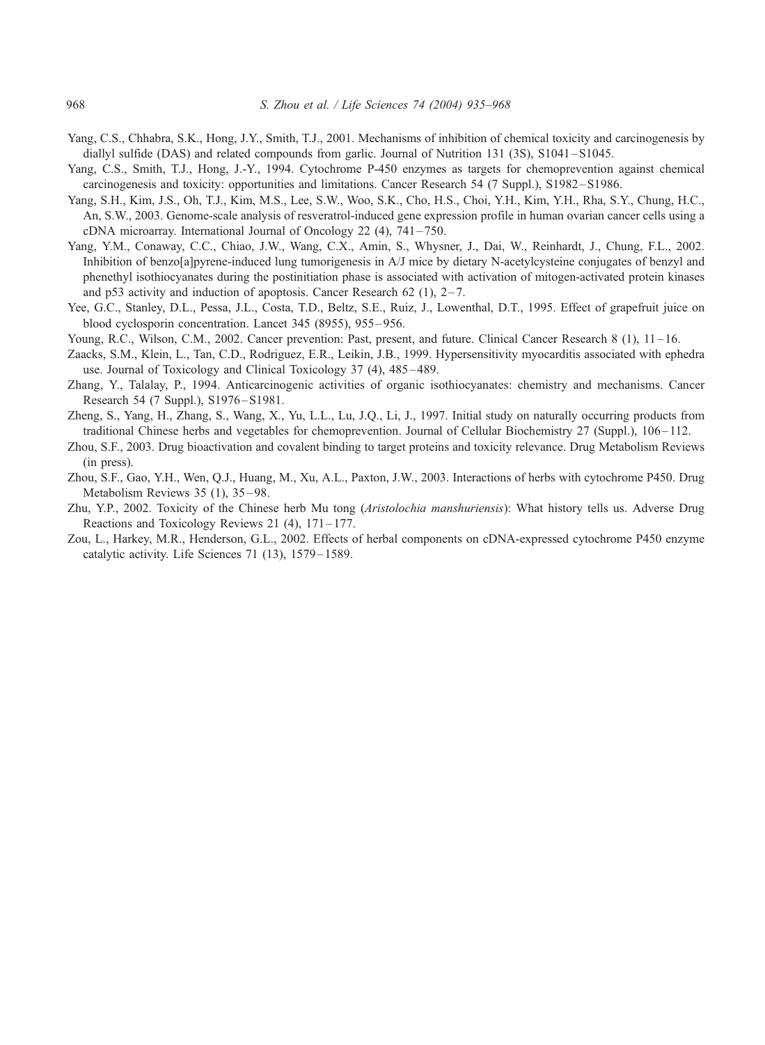Yang, C.S., Chhabra, S.K., Hong, J.Y., Smith, T.J., 2001. Mechanisms of inhibition of chemical toxicity and carcinogenesis by diallyl sulfide (DAS) and related compounds from garlic. Journal of Nutrition 131 (3S), S1041–S1045.

Yang, C.S., Smith, T.J., Hong, J.-Y., 1994. Cytochrome P-450 enzymes as targets for chemoprevention against chemical carcinogenesis and toxicity: opportunities and limitations. Cancer Research 54 (7 Suppl.), S1982–S1986.

Yang, S.H., Kim, J.S., Oh, T.J., Kim, M.S., Lee, S.W., Woo, S.K., Cho, H.S., Choi, Y.H., Kim, Y.H., Rha, S.Y., Chung, H.C., An, S.W., 2003. Genome-scale analysis of resveratrol-induced gene expression profile in human ovarian cancer cells using a cDNA microarray. International Journal of Oncology 22 (4), 741–750.

Yang, Y.M., Conaway, C.C., Chiao, J.W., Wang, C.X., Amin, S., Whysner, J., Dai, W., Reinhardt, J., Chung, F.L., 2002. Inhibition of benzo[a]pyrene-induced lung tumorigenesis in A/J mice by dietary N-acetylcysteine conjugates of benzyl and phenethyl isothiocyanates during the postinitiation phase is associated with activation of mitogen-activated protein kinases and p53 activity and induction of apoptosis. Cancer Research 62 (1), 2–7.

Yee, G.C., Stanley, D.L., Pessa, J.L., Costa, T.D., Beltz, S.E., Ruiz, J., Lowenthal, D.T., 1995. Effect of grapefruit juice on blood cyclosporin concentration. Lancet 345 (8955), 955–956.

Young, R.C., Wilson, C.M., 2002. Cancer prevention: Past, present, and future. Clinical Cancer Research 8 (1), 11–16.

Zaacks, S.M., Klein, L., Tan, C.D., Rodriguez, E.R., Leikin, J.B., 1999. Hypersensitivity myocarditis associated with ephedra use. Journal of Toxicology and Clinical Toxicology 37 (4), 485–489.

Zhang, Y., Talalay, P., 1994. Anticarcinogenic activities of organic isothiocyanates: chemistry and mechanisms. Cancer Research 54 (7 Suppl.), S1976–S1981.

Zheng, S., Yang, H., Zhang, S., Wang, X., Yu, L.L., Lu, J.Q., Li, J., 1997. Initial study on naturally occurring products from traditional Chinese herbs and vegetables for chemoprevention. Journal of Cellular Biochemistry 27 (Suppl.), 106–112.

Zhou, S.F., 2003. Drug bioactivation and covalent binding to target proteins and toxicity relevance. Drug Metabolism Reviews (in press).

Zhou, S.F., Gao, Y.H., Wen, Q.J., Huang, M., Xu, A.L., Paxton, J.W., 2003. Interactions of herbs with cytochrome P450. Drug Metabolism Reviews 35 (1), 35–98.

Zhu, Y.P., 2002. Toxicity of the Chinese herb Mu tong (*Aristolochia manshuriensis*): What history tells us. Adverse Drug Reactions and Toxicology Reviews 21 (4), 171–177.

Zou, L., Harkey, M.R., Henderson, G.L., 2002. Effects of herbal components on cDNA-expressed cytochrome P450 enzyme catalytic activity. Life Sciences 71 (13), 1579–1589.